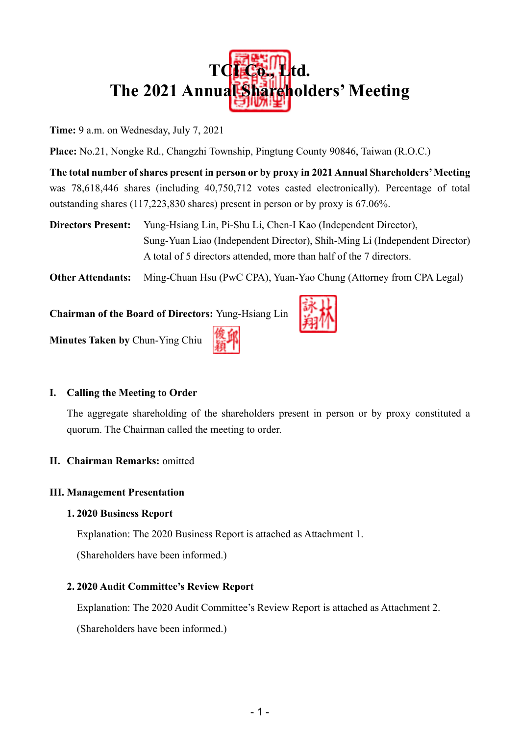# TCI Co., Ltd.
# The 2021 Annual Shareholders' Meeting

**Time:** 9 a.m. on Wednesday, July 7, 2021

**Place:** No.21, Nongke Rd., Changzhi Township, Pingtung County 90846, Taiwan (R.O.C.)

**The total number of shares present in person or by proxy in 2021 Annual Shareholders' Meeting** was 78,618,446 shares (including 40,750,712 votes casted electronically). Percentage of total outstanding shares (117,223,830 shares) present in person or by proxy is 67.06%.

**Directors Present:** Yung-Hsiang Lin, Pi-Shu Li, Chen-I Kao (Independent Director), Sung-Yuan Liao (Independent Director), Shih-Ming Li (Independent Director)
A total of 5 directors attended, more than half of the 7 directors.

**Other Attendants:** Ming-Chuan Hsu (PwC CPA), Yuan-Yao Chung (Attorney from CPA Legal)

**Chairman of the Board of Directors:** Yung-Hsiang Lin

**Minutes Taken by** Chun-Ying Chiu

## I. Calling the Meeting to Order

The aggregate shareholding of the shareholders present in person or by proxy constituted a quorum. The Chairman called the meeting to order.

## II. Chairman Remarks: omitted

## III. Management Presentation

### 1. 2020 Business Report

Explanation: The 2020 Business Report is attached as Attachment 1.

(Shareholders have been informed.)

### 2. 2020 Audit Committee's Review Report

Explanation: The 2020 Audit Committee's Review Report is attached as Attachment 2.

(Shareholders have been informed.)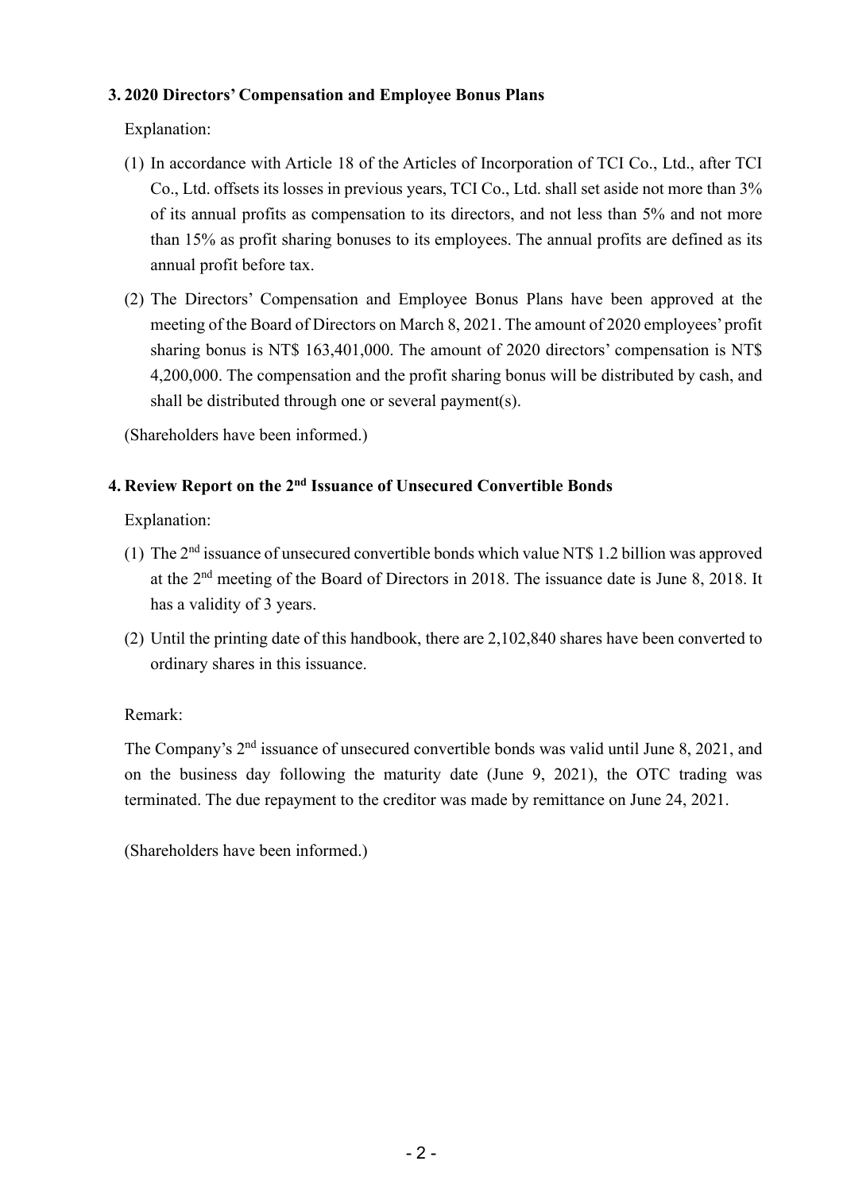### 3. 2020 Directors' Compensation and Employee Bonus Plans

Explanation:

(1) In accordance with Article 18 of the Articles of Incorporation of TCI Co., Ltd., after TCI Co., Ltd. offsets its losses in previous years, TCI Co., Ltd. shall set aside not more than 3% of its annual profits as compensation to its directors, and not less than 5% and not more than 15% as profit sharing bonuses to its employees. The annual profits are defined as its annual profit before tax.

(2) The Directors' Compensation and Employee Bonus Plans have been approved at the meeting of the Board of Directors on March 8, 2021. The amount of 2020 employees' profit sharing bonus is NT$ 163,401,000. The amount of 2020 directors' compensation is NT$ 4,200,000. The compensation and the profit sharing bonus will be distributed by cash, and shall be distributed through one or several payment(s).

(Shareholders have been informed.)

### 4. Review Report on the 2nd Issuance of Unsecured Convertible Bonds

Explanation:

(1) The 2nd issuance of unsecured convertible bonds which value NT$ 1.2 billion was approved at the 2nd meeting of the Board of Directors in 2018. The issuance date is June 8, 2018. It has a validity of 3 years.

(2) Until the printing date of this handbook, there are 2,102,840 shares have been converted to ordinary shares in this issuance.

Remark:

The Company's 2nd issuance of unsecured convertible bonds was valid until June 8, 2021, and on the business day following the maturity date (June 9, 2021), the OTC trading was terminated. The due repayment to the creditor was made by remittance on June 24, 2021.

(Shareholders have been informed.)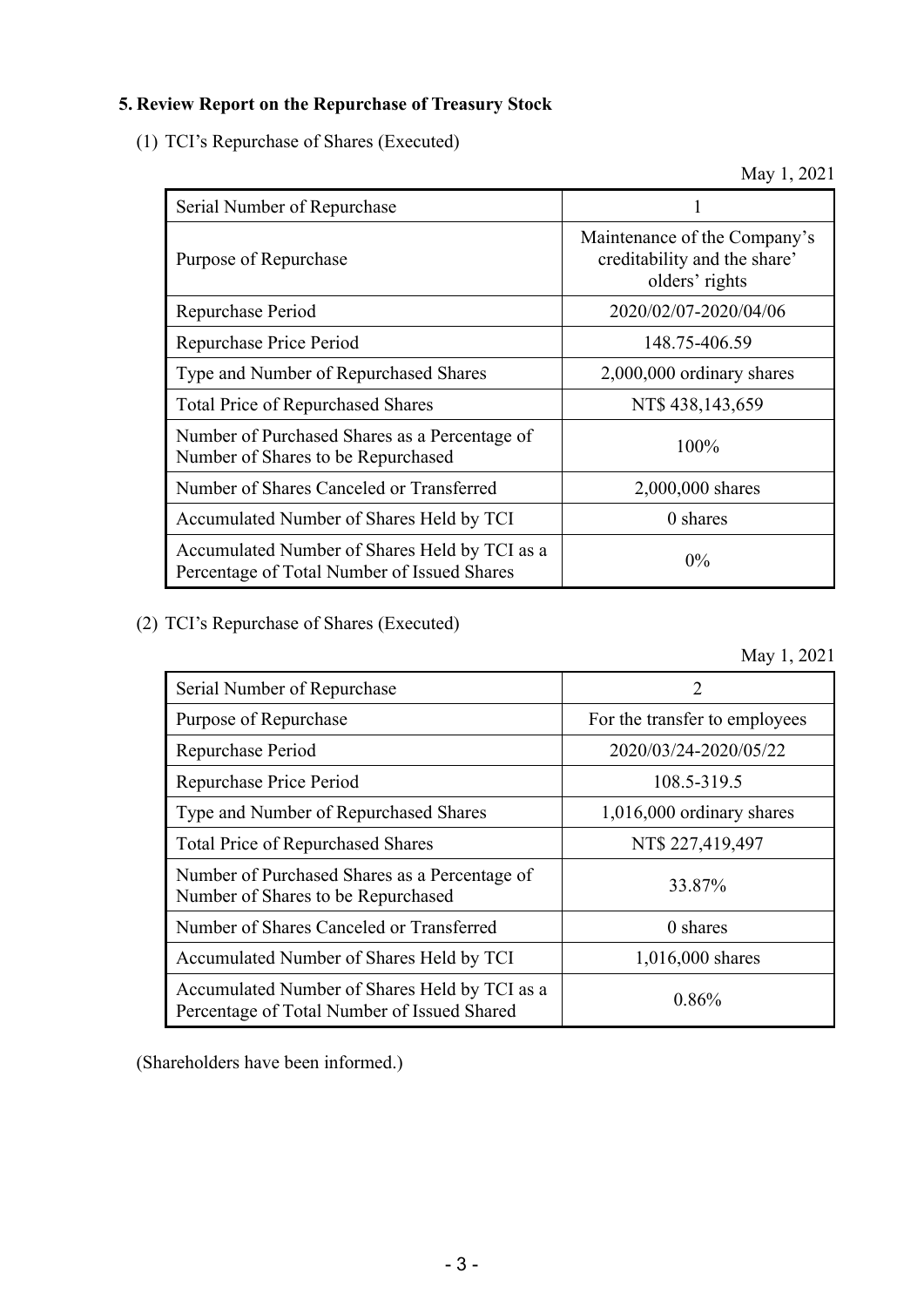## 5. Review Report on the Repurchase of Treasury Stock

(1) TCI's Repurchase of Shares (Executed)

May 1, 2021

| Serial Number of Repurchase | 1 |
|---|---|
| Purpose of Repurchase | Maintenance of the Company's creditability and the share' olders' rights |
| Repurchase Period | 2020/02/07-2020/04/06 |
| Repurchase Price Period | 148.75-406.59 |
| Type and Number of Repurchased Shares | 2,000,000 ordinary shares |
| Total Price of Repurchased Shares | NT$ 438,143,659 |
| Number of Purchased Shares as a Percentage of Number of Shares to be Repurchased | 100% |
| Number of Shares Canceled or Transferred | 2,000,000 shares |
| Accumulated Number of Shares Held by TCI | 0 shares |
| Accumulated Number of Shares Held by TCI as a Percentage of Total Number of Issued Shares | 0% |

(2) TCI's Repurchase of Shares (Executed)

May 1, 2021

| Serial Number of Repurchase | 2 |
|---|---|
| Purpose of Repurchase | For the transfer to employees |
| Repurchase Period | 2020/03/24-2020/05/22 |
| Repurchase Price Period | 108.5-319.5 |
| Type and Number of Repurchased Shares | 1,016,000 ordinary shares |
| Total Price of Repurchased Shares | NT$ 227,419,497 |
| Number of Purchased Shares as a Percentage of Number of Shares to be Repurchased | 33.87% |
| Number of Shares Canceled or Transferred | 0 shares |
| Accumulated Number of Shares Held by TCI | 1,016,000 shares |
| Accumulated Number of Shares Held by TCI as a Percentage of Total Number of Issued Shared | 0.86% |

(Shareholders have been informed.)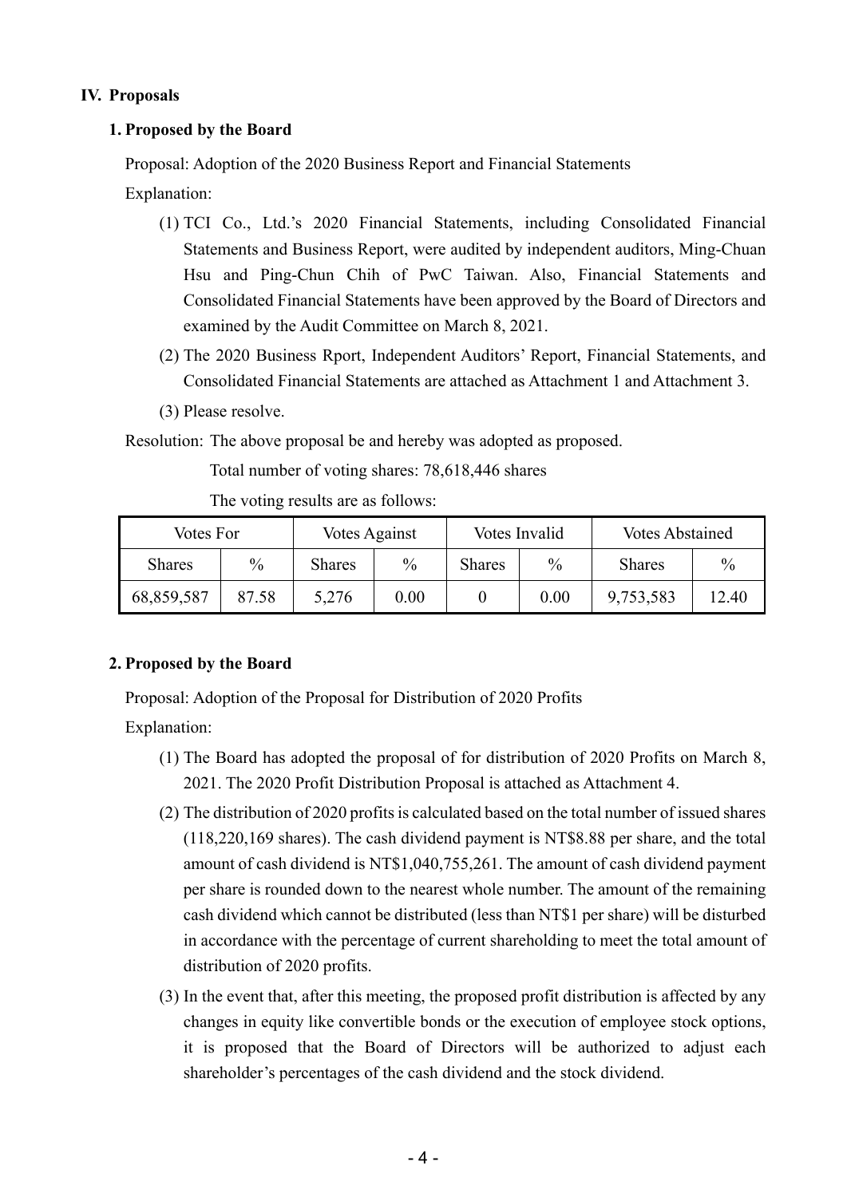## IV. Proposals

### 1. Proposed by the Board

Proposal: Adoption of the 2020 Business Report and Financial Statements

Explanation:

(1) TCI Co., Ltd.'s 2020 Financial Statements, including Consolidated Financial Statements and Business Report, were audited by independent auditors, Ming-Chuan Hsu and Ping-Chun Chih of PwC Taiwan. Also, Financial Statements and Consolidated Financial Statements have been approved by the Board of Directors and examined by the Audit Committee on March 8, 2021.

(2) The 2020 Business Rport, Independent Auditors' Report, Financial Statements, and Consolidated Financial Statements are attached as Attachment 1 and Attachment 3.

(3) Please resolve.

Resolution: The above proposal be and hereby was adopted as proposed.

Total number of voting shares: 78,618,446 shares

The voting results are as follows:

| Votes For | | Votes Against | | Votes Invalid | | Votes Abstained | |
|---|---|---|---|---|---|---|---|
| Shares | % | Shares | % | Shares | % | Shares | % |
| 68,859,587 | 87.58 | 5,276 | 0.00 | 0 | 0.00 | 9,753,583 | 12.40 |

### 2. Proposed by the Board

Proposal: Adoption of the Proposal for Distribution of 2020 Profits

Explanation:

(1) The Board has adopted the proposal of for distribution of 2020 Profits on March 8, 2021. The 2020 Profit Distribution Proposal is attached as Attachment 4.

(2) The distribution of 2020 profits is calculated based on the total number of issued shares (118,220,169 shares). The cash dividend payment is NT$8.88 per share, and the total amount of cash dividend is NT$1,040,755,261. The amount of cash dividend payment per share is rounded down to the nearest whole number. The amount of the remaining cash dividend which cannot be distributed (less than NT$1 per share) will be disturbed in accordance with the percentage of current shareholding to meet the total amount of distribution of 2020 profits.

(3) In the event that, after this meeting, the proposed profit distribution is affected by any changes in equity like convertible bonds or the execution of employee stock options, it is proposed that the Board of Directors will be authorized to adjust each shareholder's percentages of the cash dividend and the stock dividend.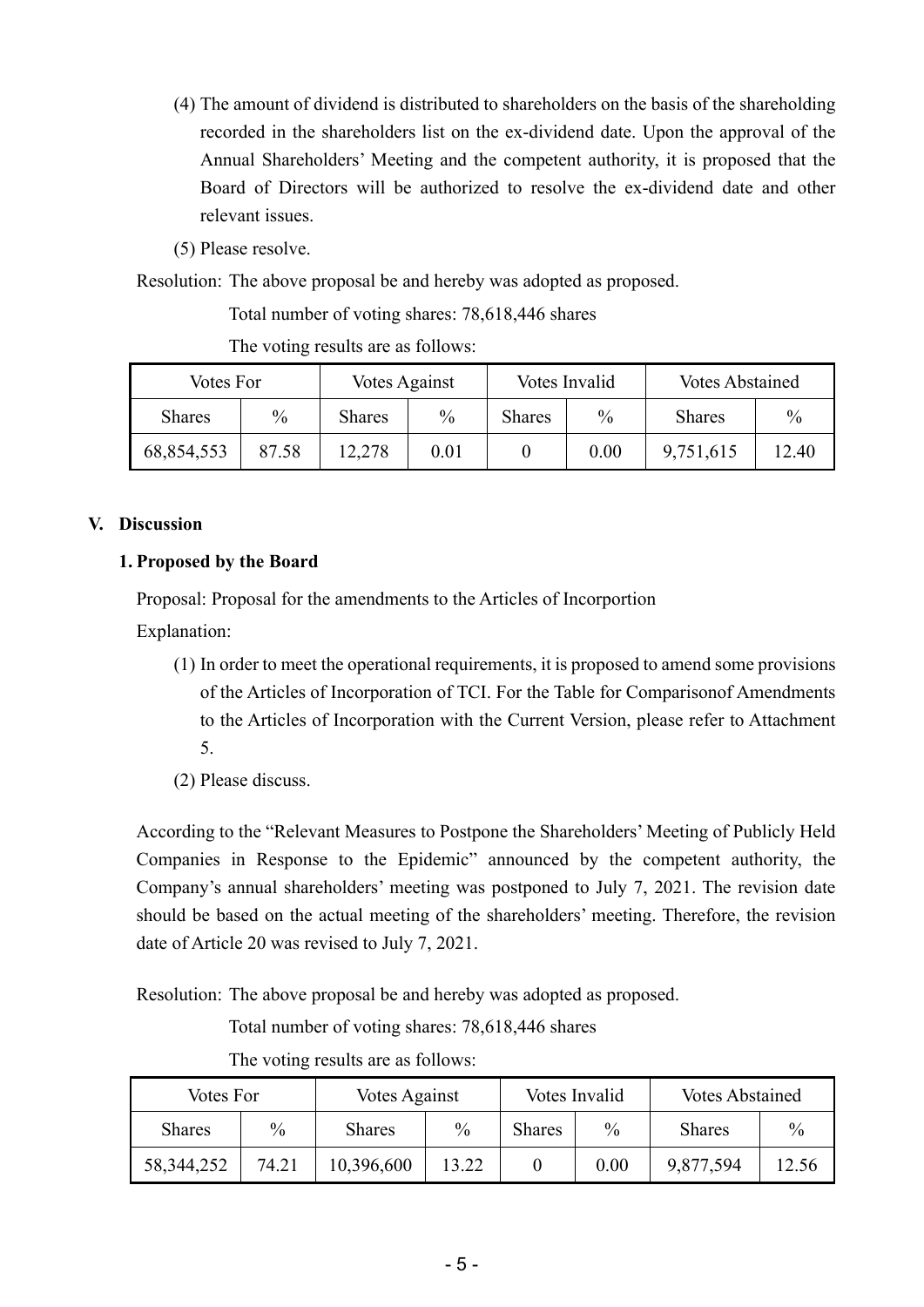(4) The amount of dividend is distributed to shareholders on the basis of the shareholding recorded in the shareholders list on the ex-dividend date. Upon the approval of the Annual Shareholders' Meeting and the competent authority, it is proposed that the Board of Directors will be authorized to resolve the ex-dividend date and other relevant issues.

(5) Please resolve.

Resolution: The above proposal be and hereby was adopted as proposed.

Total number of voting shares: 78,618,446 shares

The voting results are as follows:

| Votes For | | Votes Against | | Votes Invalid | | Votes Abstained | |
|---|---|---|---|---|---|---|---|
| Shares | % | Shares | % | Shares | % | Shares | % |
| 68,854,553 | 87.58 | 12,278 | 0.01 | 0 | 0.00 | 9,751,615 | 12.40 |

## V. Discussion

### 1. Proposed by the Board

Proposal: Proposal for the amendments to the Articles of Incorportion

Explanation:

(1) In order to meet the operational requirements, it is proposed to amend some provisions of the Articles of Incorporation of TCI. For the Table for Comparisonof Amendments to the Articles of Incorporation with the Current Version, please refer to Attachment 5.

(2) Please discuss.

According to the "Relevant Measures to Postpone the Shareholders' Meeting of Publicly Held Companies in Response to the Epidemic" announced by the competent authority, the Company's annual shareholders' meeting was postponed to July 7, 2021. The revision date should be based on the actual meeting of the shareholders' meeting. Therefore, the revision date of Article 20 was revised to July 7, 2021.

Resolution: The above proposal be and hereby was adopted as proposed.

Total number of voting shares: 78,618,446 shares

The voting results are as follows:

| Votes For | | Votes Against | | Votes Invalid | | Votes Abstained | |
|---|---|---|---|---|---|---|---|
| Shares | % | Shares | % | Shares | % | Shares | % |
| 58,344,252 | 74.21 | 10,396,600 | 13.22 | 0 | 0.00 | 9,877,594 | 12.56 |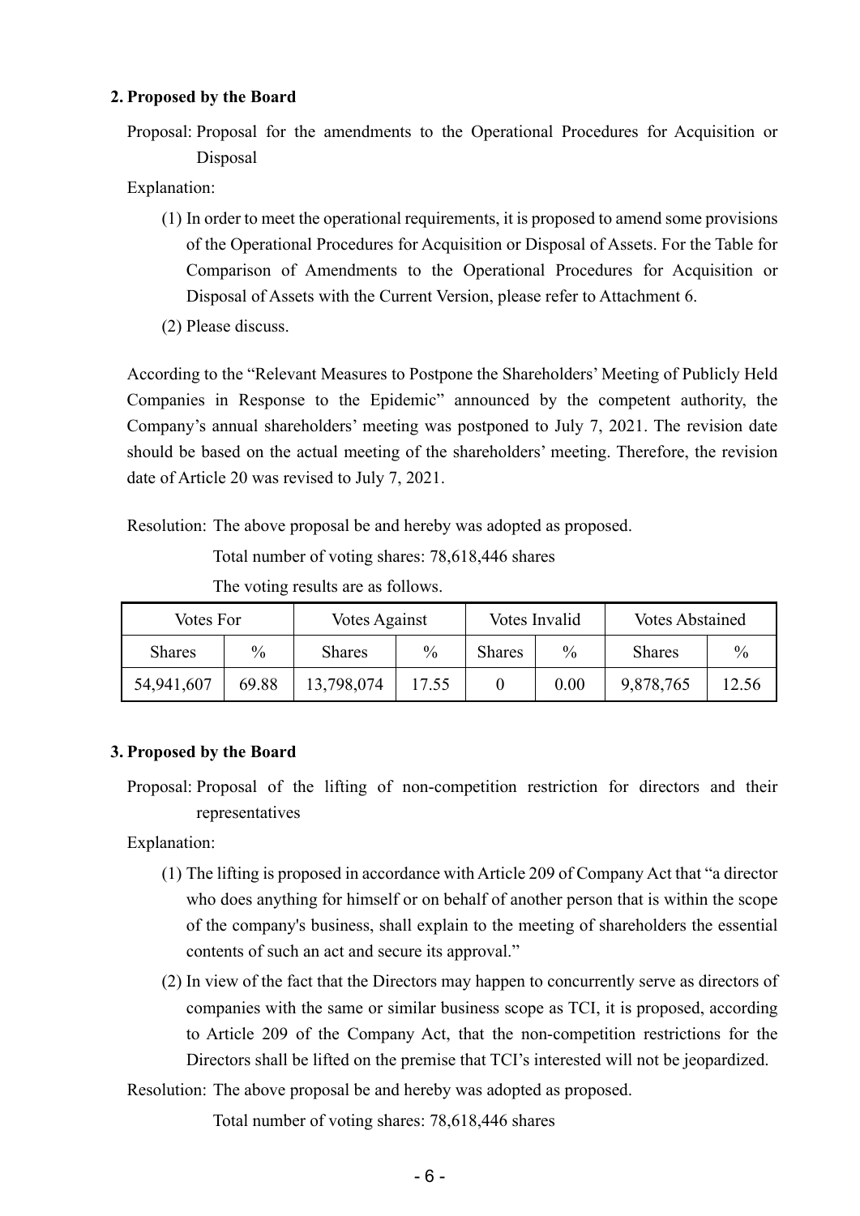**2. Proposed by the Board**

Proposal: Proposal for the amendments to the Operational Procedures for Acquisition or Disposal

Explanation:

(1) In order to meet the operational requirements, it is proposed to amend some provisions of the Operational Procedures for Acquisition or Disposal of Assets. For the Table for Comparison of Amendments to the Operational Procedures for Acquisition or Disposal of Assets with the Current Version, please refer to Attachment 6.

(2) Please discuss.

According to the "Relevant Measures to Postpone the Shareholders' Meeting of Publicly Held Companies in Response to the Epidemic" announced by the competent authority, the Company's annual shareholders' meeting was postponed to July 7, 2021. The revision date should be based on the actual meeting of the shareholders' meeting. Therefore, the revision date of Article 20 was revised to July 7, 2021.

Resolution: The above proposal be and hereby was adopted as proposed.

Total number of voting shares: 78,618,446 shares

The voting results are as follows.

| Votes For | | Votes Against | | Votes Invalid | | Votes Abstained | |
|---|---|---|---|---|---|---|---|
| Shares | % | Shares | % | Shares | % | Shares | % |
| 54,941,607 | 69.88 | 13,798,074 | 17.55 | 0 | 0.00 | 9,878,765 | 12.56 |

**3. Proposed by the Board**

Proposal: Proposal of the lifting of non-competition restriction for directors and their representatives

Explanation:

(1) The lifting is proposed in accordance with Article 209 of Company Act that "a director who does anything for himself or on behalf of another person that is within the scope of the company's business, shall explain to the meeting of shareholders the essential contents of such an act and secure its approval."

(2) In view of the fact that the Directors may happen to concurrently serve as directors of companies with the same or similar business scope as TCI, it is proposed, according to Article 209 of the Company Act, that the non-competition restrictions for the Directors shall be lifted on the premise that TCI's interested will not be jeopardized.

Resolution: The above proposal be and hereby was adopted as proposed.

Total number of voting shares: 78,618,446 shares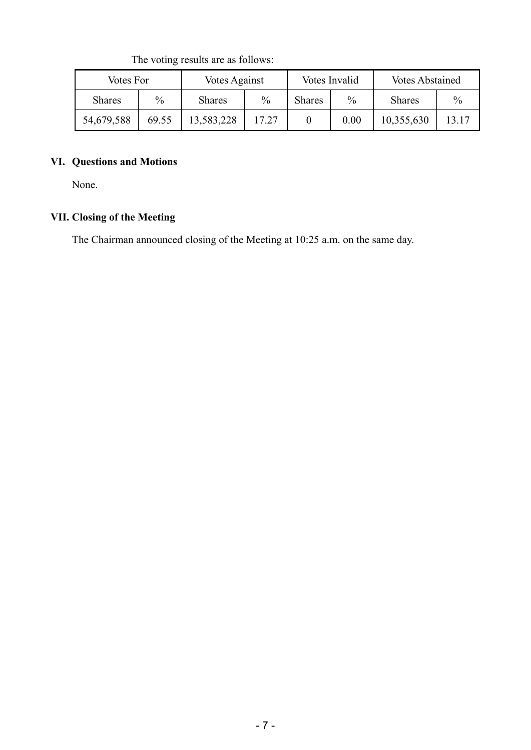The voting results are as follows:

| Votes For | | Votes Against | | Votes Invalid | | Votes Abstained | |
|---|---|---|---|---|---|---|---|
| Shares | % | Shares | % | Shares | % | Shares | % |
| 54,679,588 | 69.55 | 13,583,228 | 17.27 | 0 | 0.00 | 10,355,630 | 13.17 |

## VI. Questions and Motions

None.

## VII. Closing of the Meeting

The Chairman announced closing of the Meeting at 10:25 a.m. on the same day.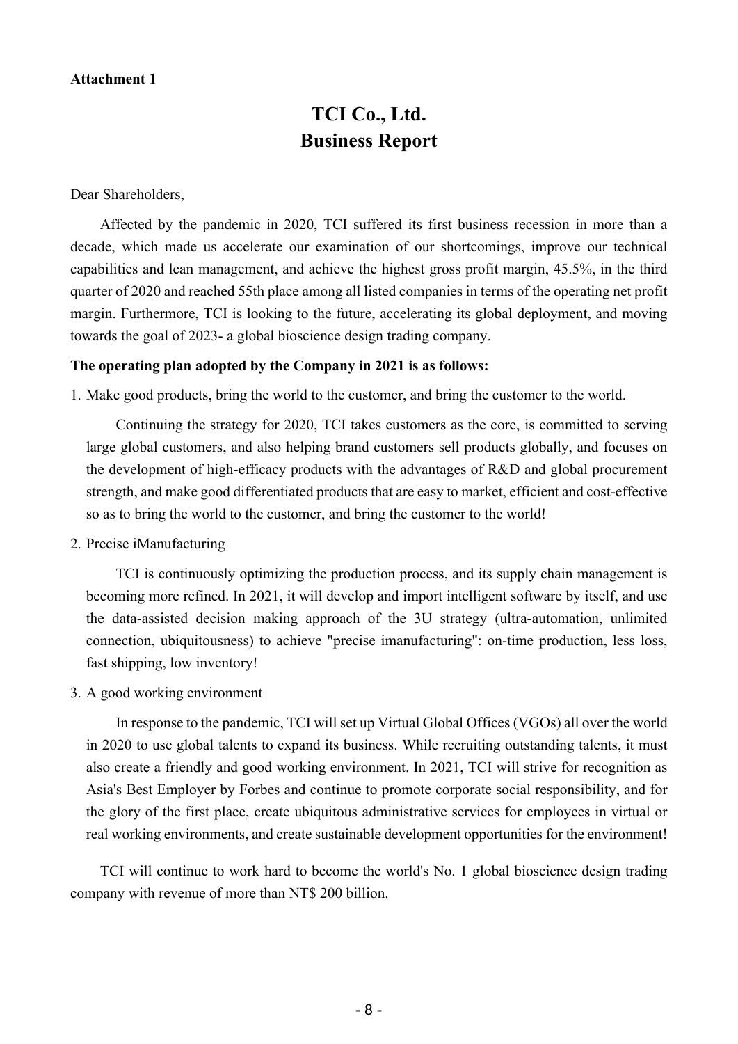**Attachment 1**

# TCI Co., Ltd.
# Business Report

Dear Shareholders,

Affected by the pandemic in 2020, TCI suffered its first business recession in more than a decade, which made us accelerate our examination of our shortcomings, improve our technical capabilities and lean management, and achieve the highest gross profit margin, 45.5%, in the third quarter of 2020 and reached 55th place among all listed companies in terms of the operating net profit margin. Furthermore, TCI is looking to the future, accelerating its global deployment, and moving towards the goal of 2023- a global bioscience design trading company.

**The operating plan adopted by the Company in 2021 is as follows:**

1. Make good products, bring the world to the customer, and bring the customer to the world.

   Continuing the strategy for 2020, TCI takes customers as the core, is committed to serving large global customers, and also helping brand customers sell products globally, and focuses on the development of high-efficacy products with the advantages of R&D and global procurement strength, and make good differentiated products that are easy to market, efficient and cost-effective so as to bring the world to the customer, and bring the customer to the world!

2. Precise iManufacturing

   TCI is continuously optimizing the production process, and its supply chain management is becoming more refined. In 2021, it will develop and import intelligent software by itself, and use the data-assisted decision making approach of the 3U strategy (ultra-automation, unlimited connection, ubiquitousness) to achieve "precise imanufacturing": on-time production, less loss, fast shipping, low inventory!

3. A good working environment

   In response to the pandemic, TCI will set up Virtual Global Offices (VGOs) all over the world in 2020 to use global talents to expand its business. While recruiting outstanding talents, it must also create a friendly and good working environment. In 2021, TCI will strive for recognition as Asia's Best Employer by Forbes and continue to promote corporate social responsibility, and for the glory of the first place, create ubiquitous administrative services for employees in virtual or real working environments, and create sustainable development opportunities for the environment!

TCI will continue to work hard to become the world's No. 1 global bioscience design trading company with revenue of more than NT$ 200 billion.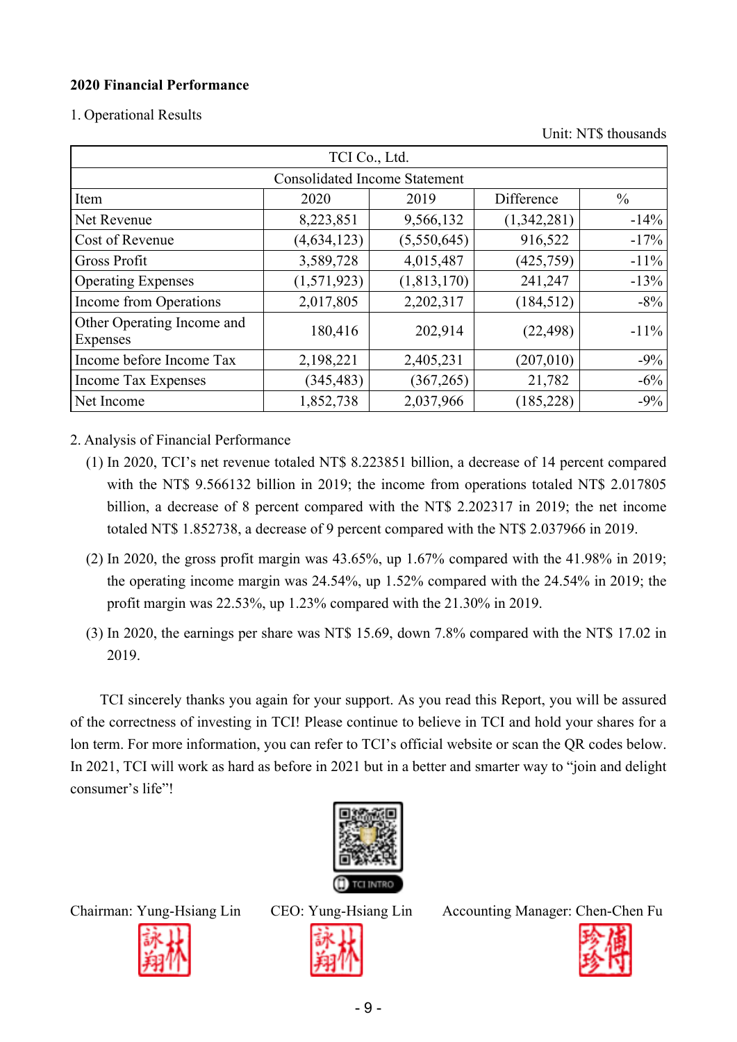**2020 Financial Performance**

1. Operational Results

Unit: NT$ thousands

| TCI Co., Ltd. | | | | |
|---|---|---|---|---|
| Consolidated Income Statement | | | | |
| Item | 2020 | 2019 | Difference | % |
| Net Revenue | 8,223,851 | 9,566,132 | (1,342,281) | -14% |
| Cost of Revenue | (4,634,123) | (5,550,645) | 916,522 | -17% |
| Gross Profit | 3,589,728 | 4,015,487 | (425,759) | -11% |
| Operating Expenses | (1,571,923) | (1,813,170) | 241,247 | -13% |
| Income from Operations | 2,017,805 | 2,202,317 | (184,512) | -8% |
| Other Operating Income and Expenses | 180,416 | 202,914 | (22,498) | -11% |
| Income before Income Tax | 2,198,221 | 2,405,231 | (207,010) | -9% |
| Income Tax Expenses | (345,483) | (367,265) | 21,782 | -6% |
| Net Income | 1,852,738 | 2,037,966 | (185,228) | -9% |

2. Analysis of Financial Performance

(1) In 2020, TCI's net revenue totaled NT$ 8.223851 billion, a decrease of 14 percent compared with the NT$ 9.566132 billion in 2019; the income from operations totaled NT$ 2.017805 billion, a decrease of 8 percent compared with the NT$ 2.202317 in 2019; the net income totaled NT$ 1.852738, a decrease of 9 percent compared with the NT$ 2.037966 in 2019.

(2) In 2020, the gross profit margin was 43.65%, up 1.67% compared with the 41.98% in 2019; the operating income margin was 24.54%, up 1.52% compared with the 24.54% in 2019; the profit margin was 22.53%, up 1.23% compared with the 21.30% in 2019.

(3) In 2020, the earnings per share was NT$ 15.69, down 7.8% compared with the NT$ 17.02 in 2019.

TCI sincerely thanks you again for your support. As you read this Report, you will be assured of the correctness of investing in TCI! Please continue to believe in TCI and hold your shares for a lon term. For more information, you can refer to TCI's official website or scan the QR codes below. In 2021, TCI will work as hard as before in 2021 but in a better and smarter way to "join and delight consumer's life"!

TCI INTRO

Chairman: Yung-Hsiang Lin　　CEO: Yung-Hsiang Lin　　Accounting Manager: Chen-Chen Fu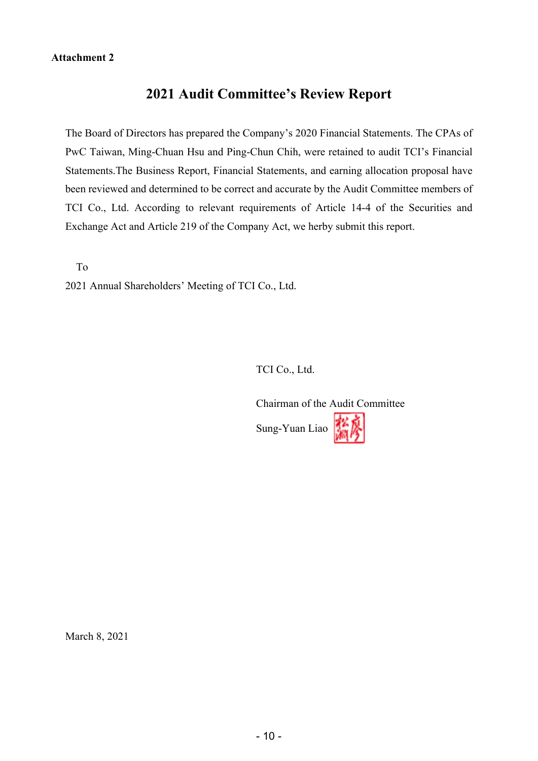**Attachment 2**

# 2021 Audit Committee's Review Report

The Board of Directors has prepared the Company's 2020 Financial Statements. The CPAs of PwC Taiwan, Ming-Chuan Hsu and Ping-Chun Chih, were retained to audit TCI's Financial Statements.The Business Report, Financial Statements, and earning allocation proposal have been reviewed and determined to be correct and accurate by the Audit Committee members of TCI Co., Ltd. According to relevant requirements of Article 14-4 of the Securities and Exchange Act and Article 219 of the Company Act, we herby submit this report.

To

2021 Annual Shareholders' Meeting of TCI Co., Ltd.

TCI Co., Ltd.

Chairman of the Audit Committee

Sung-Yuan Liao 廖松淵

March 8, 2021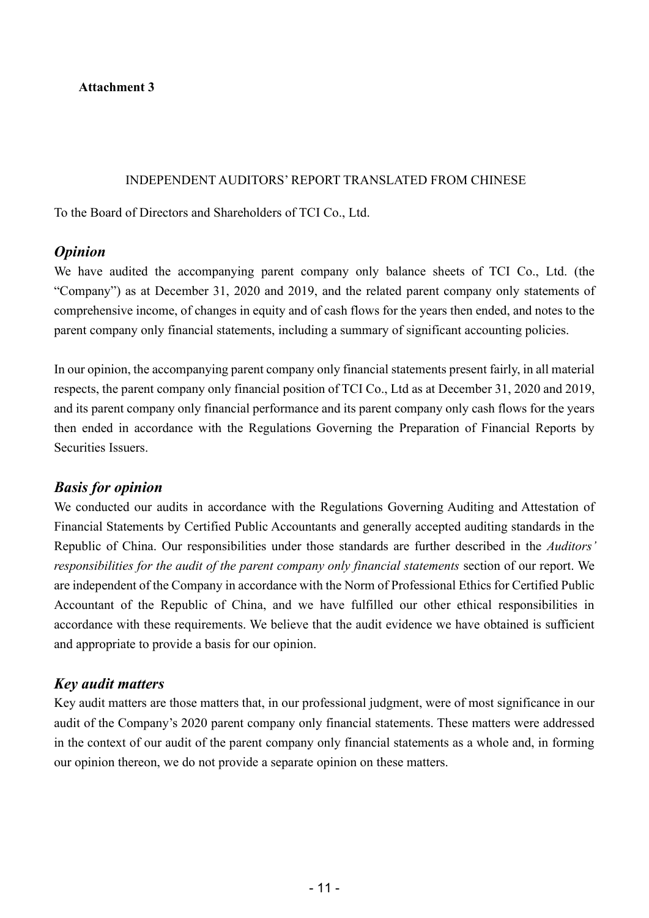**Attachment 3**

INDEPENDENT AUDITORS' REPORT TRANSLATED FROM CHINESE

To the Board of Directors and Shareholders of TCI Co., Ltd.

## *Opinion*

We have audited the accompanying parent company only balance sheets of TCI Co., Ltd. (the "Company") as at December 31, 2020 and 2019, and the related parent company only statements of comprehensive income, of changes in equity and of cash flows for the years then ended, and notes to the parent company only financial statements, including a summary of significant accounting policies.

In our opinion, the accompanying parent company only financial statements present fairly, in all material respects, the parent company only financial position of TCI Co., Ltd as at December 31, 2020 and 2019, and its parent company only financial performance and its parent company only cash flows for the years then ended in accordance with the Regulations Governing the Preparation of Financial Reports by Securities Issuers.

## *Basis for opinion*

We conducted our audits in accordance with the Regulations Governing Auditing and Attestation of Financial Statements by Certified Public Accountants and generally accepted auditing standards in the Republic of China. Our responsibilities under those standards are further described in the *Auditors' responsibilities for the audit of the parent company only financial statements* section of our report. We are independent of the Company in accordance with the Norm of Professional Ethics for Certified Public Accountant of the Republic of China, and we have fulfilled our other ethical responsibilities in accordance with these requirements. We believe that the audit evidence we have obtained is sufficient and appropriate to provide a basis for our opinion.

## *Key audit matters*

Key audit matters are those matters that, in our professional judgment, were of most significance in our audit of the Company's 2020 parent company only financial statements. These matters were addressed in the context of our audit of the parent company only financial statements as a whole and, in forming our opinion thereon, we do not provide a separate opinion on these matters.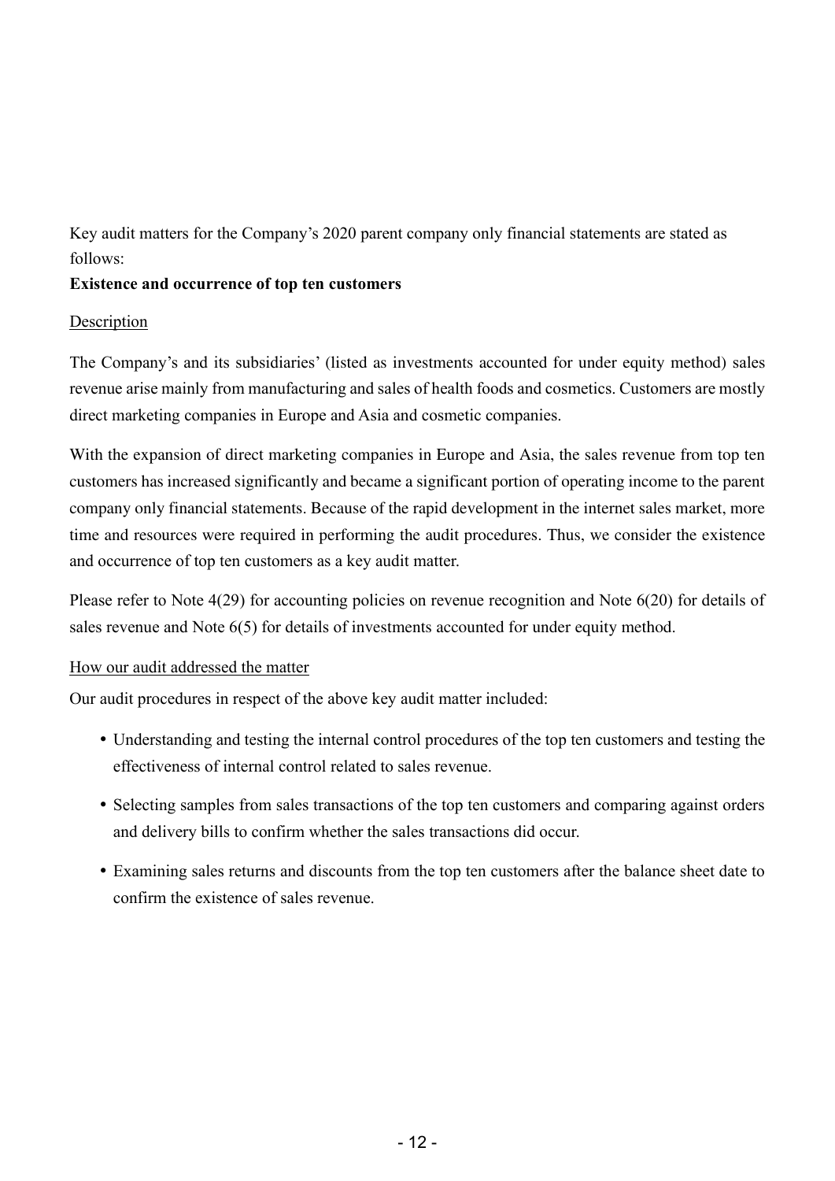Key audit matters for the Company's 2020 parent company only financial statements are stated as follows:

**Existence and occurrence of top ten customers**

Description

The Company's and its subsidiaries' (listed as investments accounted for under equity method) sales revenue arise mainly from manufacturing and sales of health foods and cosmetics. Customers are mostly direct marketing companies in Europe and Asia and cosmetic companies.

With the expansion of direct marketing companies in Europe and Asia, the sales revenue from top ten customers has increased significantly and became a significant portion of operating income to the parent company only financial statements. Because of the rapid development in the internet sales market, more time and resources were required in performing the audit procedures. Thus, we consider the existence and occurrence of top ten customers as a key audit matter.

Please refer to Note 4(29) for accounting policies on revenue recognition and Note 6(20) for details of sales revenue and Note 6(5) for details of investments accounted for under equity method.

How our audit addressed the matter

Our audit procedures in respect of the above key audit matter included:

- Understanding and testing the internal control procedures of the top ten customers and testing the effectiveness of internal control related to sales revenue.
- Selecting samples from sales transactions of the top ten customers and comparing against orders and delivery bills to confirm whether the sales transactions did occur.
- Examining sales returns and discounts from the top ten customers after the balance sheet date to confirm the existence of sales revenue.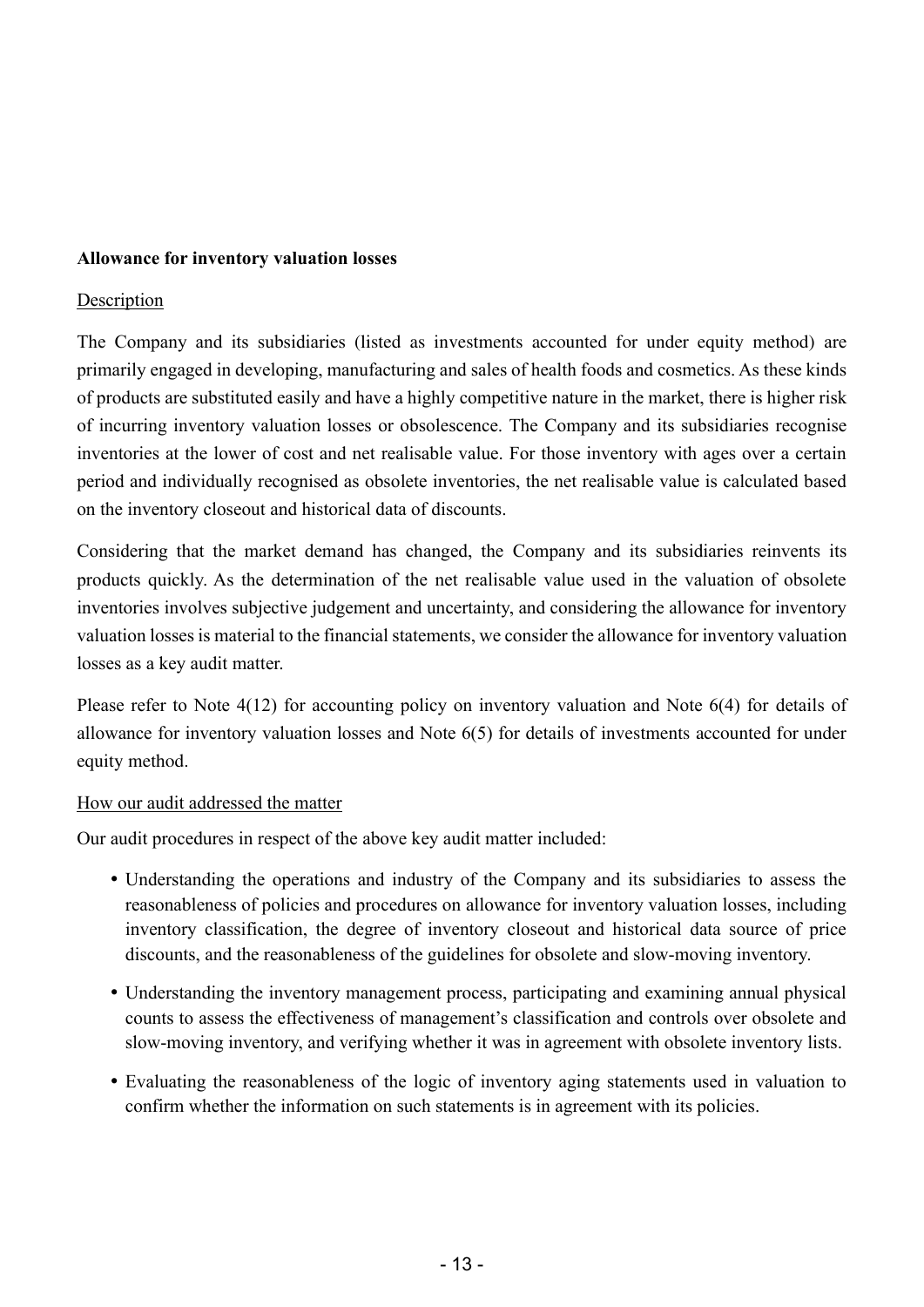**Allowance for inventory valuation losses**

Description

The Company and its subsidiaries (listed as investments accounted for under equity method) are primarily engaged in developing, manufacturing and sales of health foods and cosmetics. As these kinds of products are substituted easily and have a highly competitive nature in the market, there is higher risk of incurring inventory valuation losses or obsolescence. The Company and its subsidiaries recognise inventories at the lower of cost and net realisable value. For those inventory with ages over a certain period and individually recognised as obsolete inventories, the net realisable value is calculated based on the inventory closeout and historical data of discounts.

Considering that the market demand has changed, the Company and its subsidiaries reinvents its products quickly. As the determination of the net realisable value used in the valuation of obsolete inventories involves subjective judgement and uncertainty, and considering the allowance for inventory valuation losses is material to the financial statements, we consider the allowance for inventory valuation losses as a key audit matter.

Please refer to Note 4(12) for accounting policy on inventory valuation and Note 6(4) for details of allowance for inventory valuation losses and Note 6(5) for details of investments accounted for under equity method.

How our audit addressed the matter

Our audit procedures in respect of the above key audit matter included:

- Understanding the operations and industry of the Company and its subsidiaries to assess the reasonableness of policies and procedures on allowance for inventory valuation losses, including inventory classification, the degree of inventory closeout and historical data source of price discounts, and the reasonableness of the guidelines for obsolete and slow-moving inventory.
- Understanding the inventory management process, participating and examining annual physical counts to assess the effectiveness of management's classification and controls over obsolete and slow-moving inventory, and verifying whether it was in agreement with obsolete inventory lists.
- Evaluating the reasonableness of the logic of inventory aging statements used in valuation to confirm whether the information on such statements is in agreement with its policies.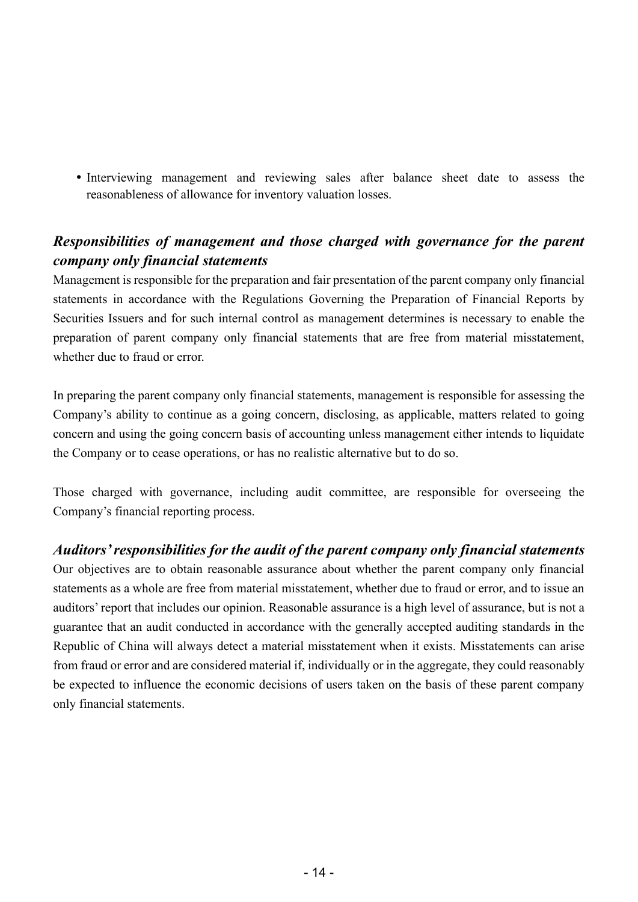- Interviewing management and reviewing sales after balance sheet date to assess the reasonableness of allowance for inventory valuation losses.

### *Responsibilities of management and those charged with governance for the parent company only financial statements*

Management is responsible for the preparation and fair presentation of the parent company only financial statements in accordance with the Regulations Governing the Preparation of Financial Reports by Securities Issuers and for such internal control as management determines is necessary to enable the preparation of parent company only financial statements that are free from material misstatement, whether due to fraud or error.

In preparing the parent company only financial statements, management is responsible for assessing the Company's ability to continue as a going concern, disclosing, as applicable, matters related to going concern and using the going concern basis of accounting unless management either intends to liquidate the Company or to cease operations, or has no realistic alternative but to do so.

Those charged with governance, including audit committee, are responsible for overseeing the Company's financial reporting process.

### *Auditors' responsibilities for the audit of the parent company only financial statements*

Our objectives are to obtain reasonable assurance about whether the parent company only financial statements as a whole are free from material misstatement, whether due to fraud or error, and to issue an auditors' report that includes our opinion. Reasonable assurance is a high level of assurance, but is not a guarantee that an audit conducted in accordance with the generally accepted auditing standards in the Republic of China will always detect a material misstatement when it exists. Misstatements can arise from fraud or error and are considered material if, individually or in the aggregate, they could reasonably be expected to influence the economic decisions of users taken on the basis of these parent company only financial statements.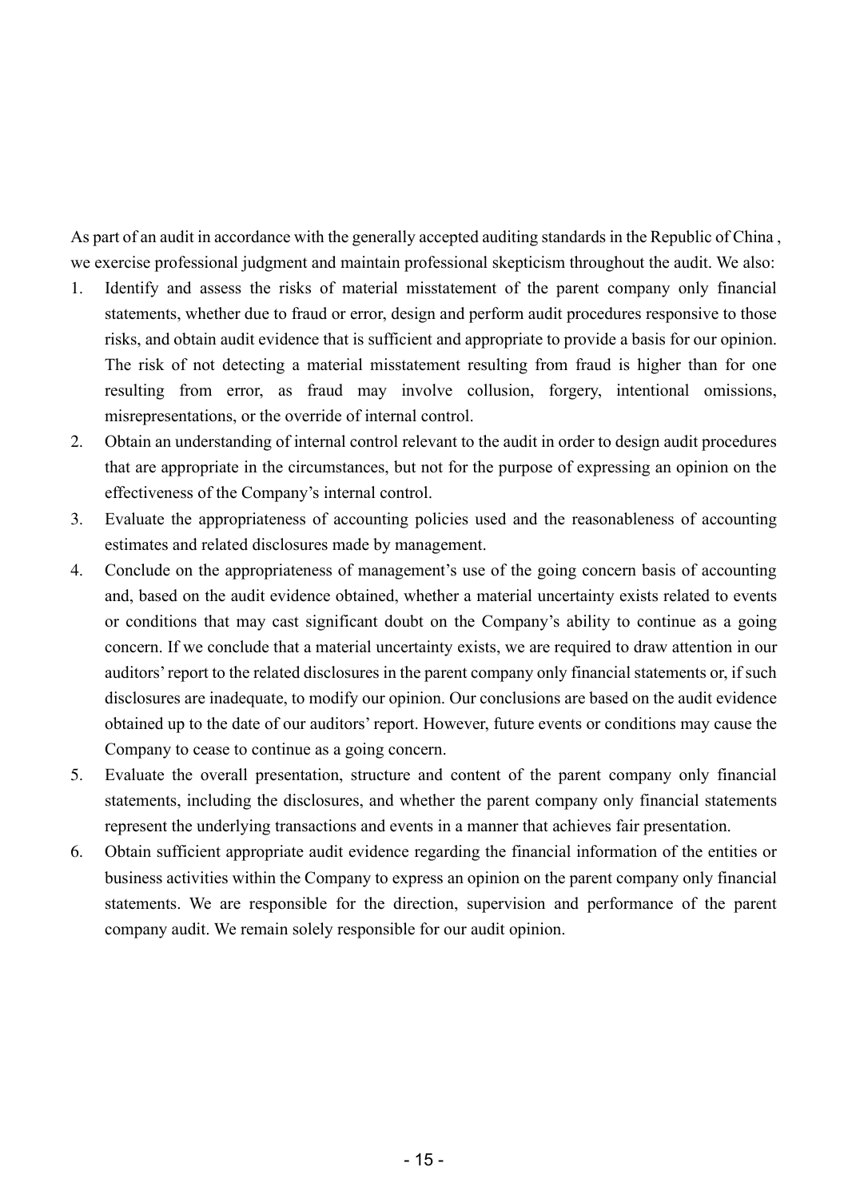As part of an audit in accordance with the generally accepted auditing standards in the Republic of China , we exercise professional judgment and maintain professional skepticism throughout the audit. We also:

1. Identify and assess the risks of material misstatement of the parent company only financial statements, whether due to fraud or error, design and perform audit procedures responsive to those risks, and obtain audit evidence that is sufficient and appropriate to provide a basis for our opinion. The risk of not detecting a material misstatement resulting from fraud is higher than for one resulting from error, as fraud may involve collusion, forgery, intentional omissions, misrepresentations, or the override of internal control.
2. Obtain an understanding of internal control relevant to the audit in order to design audit procedures that are appropriate in the circumstances, but not for the purpose of expressing an opinion on the effectiveness of the Company's internal control.
3. Evaluate the appropriateness of accounting policies used and the reasonableness of accounting estimates and related disclosures made by management.
4. Conclude on the appropriateness of management's use of the going concern basis of accounting and, based on the audit evidence obtained, whether a material uncertainty exists related to events or conditions that may cast significant doubt on the Company's ability to continue as a going concern. If we conclude that a material uncertainty exists, we are required to draw attention in our auditors' report to the related disclosures in the parent company only financial statements or, if such disclosures are inadequate, to modify our opinion. Our conclusions are based on the audit evidence obtained up to the date of our auditors' report. However, future events or conditions may cause the Company to cease to continue as a going concern.
5. Evaluate the overall presentation, structure and content of the parent company only financial statements, including the disclosures, and whether the parent company only financial statements represent the underlying transactions and events in a manner that achieves fair presentation.
6. Obtain sufficient appropriate audit evidence regarding the financial information of the entities or business activities within the Company to express an opinion on the parent company only financial statements. We are responsible for the direction, supervision and performance of the parent company audit. We remain solely responsible for our audit opinion.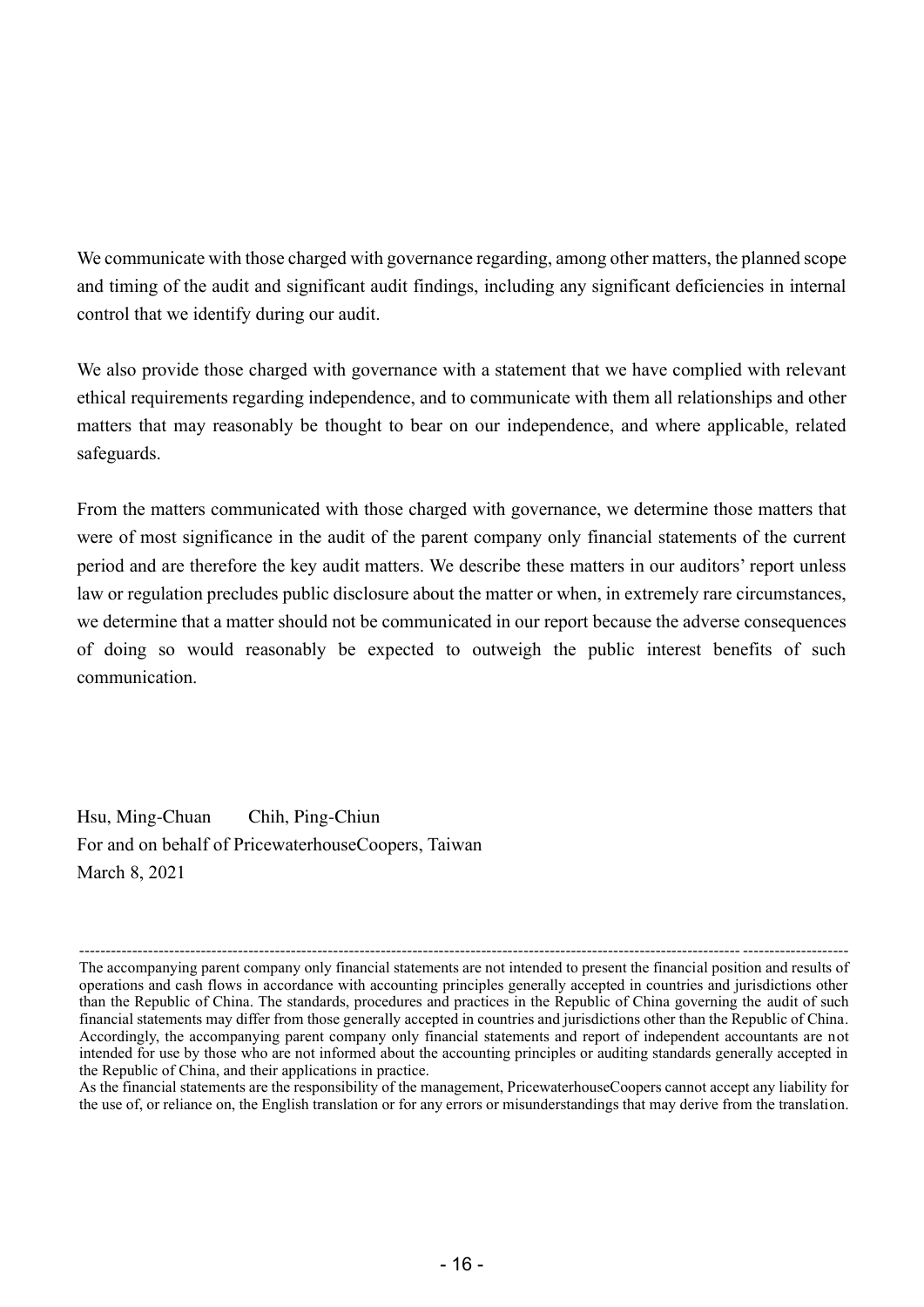We communicate with those charged with governance regarding, among other matters, the planned scope and timing of the audit and significant audit findings, including any significant deficiencies in internal control that we identify during our audit.

We also provide those charged with governance with a statement that we have complied with relevant ethical requirements regarding independence, and to communicate with them all relationships and other matters that may reasonably be thought to bear on our independence, and where applicable, related safeguards.

From the matters communicated with those charged with governance, we determine those matters that were of most significance in the audit of the parent company only financial statements of the current period and are therefore the key audit matters. We describe these matters in our auditors' report unless law or regulation precludes public disclosure about the matter or when, in extremely rare circumstances, we determine that a matter should not be communicated in our report because the adverse consequences of doing so would reasonably be expected to outweigh the public interest benefits of such communication.

Hsu, Ming-Chuan Chih, Ping-Chiun
For and on behalf of PricewaterhouseCoopers, Taiwan
March 8, 2021

---

The accompanying parent company only financial statements are not intended to present the financial position and results of operations and cash flows in accordance with accounting principles generally accepted in countries and jurisdictions other than the Republic of China. The standards, procedures and practices in the Republic of China governing the audit of such financial statements may differ from those generally accepted in countries and jurisdictions other than the Republic of China. Accordingly, the accompanying parent company only financial statements and report of independent accountants are not intended for use by those who are not informed about the accounting principles or auditing standards generally accepted in the Republic of China, and their applications in practice.
As the financial statements are the responsibility of the management, PricewaterhouseCoopers cannot accept any liability for the use of, or reliance on, the English translation or for any errors or misunderstandings that may derive from the translation.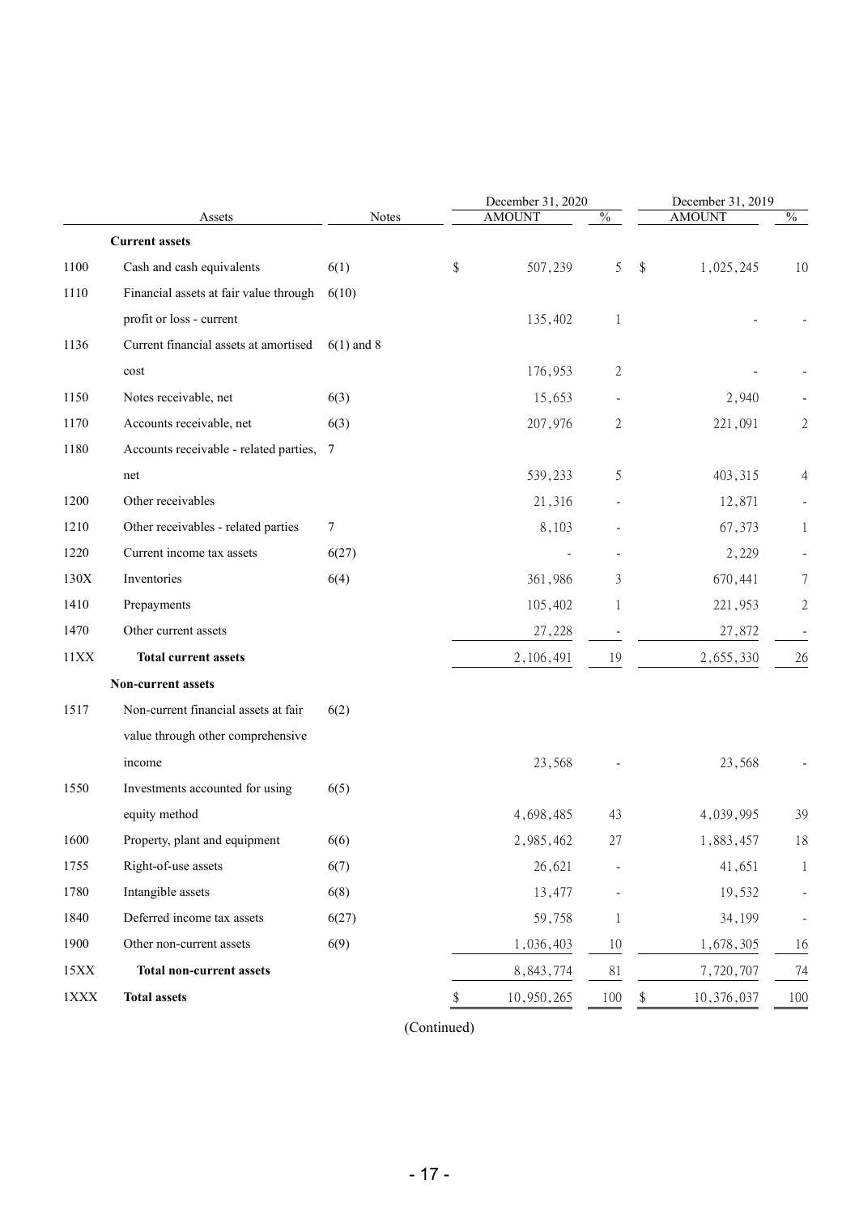| | Assets | Notes | December 31, 2020 AMOUNT | % | December 31, 2019 AMOUNT | % |
|---|---|---|---|---|---|---|
| | **Current assets** | | | | | |
| 1100 | Cash and cash equivalents | 6(1) | $ 507,239 | 5 | $ 1,025,245 | 10 |
| 1110 | Financial assets at fair value through profit or loss - current | 6(10) | 135,402 | 1 | - | - |
| 1136 | Current financial assets at amortised cost | 6(1) and 8 | 176,953 | 2 | - | - |
| 1150 | Notes receivable, net | 6(3) | 15,653 | - | 2,940 | - |
| 1170 | Accounts receivable, net | 6(3) | 207,976 | 2 | 221,091 | 2 |
| 1180 | Accounts receivable - related parties, net | 7 | 539,233 | 5 | 403,315 | 4 |
| 1200 | Other receivables | | 21,316 | - | 12,871 | - |
| 1210 | Other receivables - related parties | 7 | 8,103 | - | 67,373 | 1 |
| 1220 | Current income tax assets | 6(27) | - | - | 2,229 | - |
| 130X | Inventories | 6(4) | 361,986 | 3 | 670,441 | 7 |
| 1410 | Prepayments | | 105,402 | 1 | 221,953 | 2 |
| 1470 | Other current assets | | 27,228 | - | 27,872 | - |
| 11XX | **Total current assets** | | 2,106,491 | 19 | 2,655,330 | 26 |
| | **Non-current assets** | | | | | |
| 1517 | Non-current financial assets at fair value through other comprehensive income | 6(2) | 23,568 | - | 23,568 | - |
| 1550 | Investments accounted for using equity method | 6(5) | 4,698,485 | 43 | 4,039,995 | 39 |
| 1600 | Property, plant and equipment | 6(6) | 2,985,462 | 27 | 1,883,457 | 18 |
| 1755 | Right-of-use assets | 6(7) | 26,621 | - | 41,651 | 1 |
| 1780 | Intangible assets | 6(8) | 13,477 | - | 19,532 | - |
| 1840 | Deferred income tax assets | 6(27) | 59,758 | 1 | 34,199 | - |
| 1900 | Other non-current assets | 6(9) | 1,036,403 | 10 | 1,678,305 | 16 |
| 15XX | **Total non-current assets** | | 8,843,774 | 81 | 7,720,707 | 74 |
| 1XXX | **Total assets** | | $ 10,950,265 | 100 | $ 10,376,037 | 100 |

(Continued)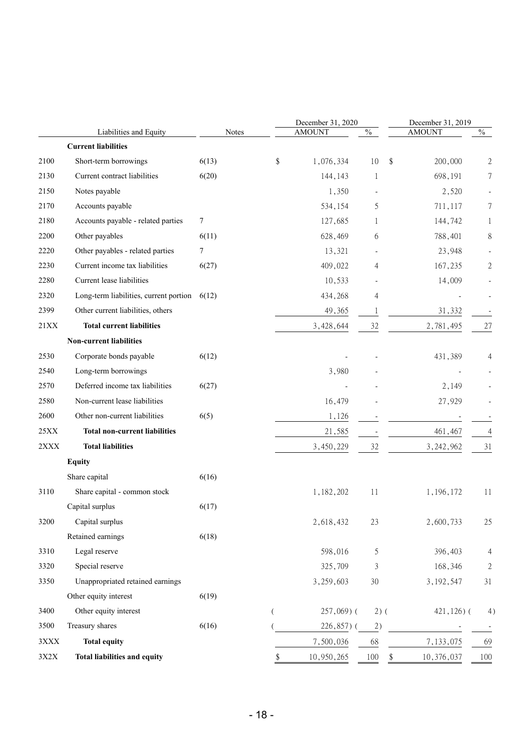| | Liabilities and Equity | Notes | December 31, 2020 AMOUNT | % | December 31, 2019 AMOUNT | % |
|---|---|---|---|---|---|---|
| | **Current liabilities** | | | | | |
| 2100 | Short-term borrowings | 6(13) | $ 1,076,334 | 10 | $ 200,000 | 2 |
| 2130 | Current contract liabilities | 6(20) | 144,143 | 1 | 698,191 | 7 |
| 2150 | Notes payable | | 1,350 | - | 2,520 | - |
| 2170 | Accounts payable | | 534,154 | 5 | 711,117 | 7 |
| 2180 | Accounts payable - related parties | 7 | 127,685 | 1 | 144,742 | 1 |
| 2200 | Other payables | 6(11) | 628,469 | 6 | 788,401 | 8 |
| 2220 | Other payables - related parties | 7 | 13,321 | - | 23,948 | - |
| 2230 | Current income tax liabilities | 6(27) | 409,022 | 4 | 167,235 | 2 |
| 2280 | Current lease liabilities | | 10,533 | - | 14,009 | - |
| 2320 | Long-term liabilities, current portion | 6(12) | 434,268 | 4 | - | - |
| 2399 | Other current liabilities, others | | 49,365 | 1 | 31,332 | - |
| 21XX | **Total current liabilities** | | 3,428,644 | 32 | 2,781,495 | 27 |
| | **Non-current liabilities** | | | | | |
| 2530 | Corporate bonds payable | 6(12) | - | - | 431,389 | 4 |
| 2540 | Long-term borrowings | | 3,980 | - | - | - |
| 2570 | Deferred income tax liabilities | 6(27) | - | - | 2,149 | - |
| 2580 | Non-current lease liabilities | | 16,479 | - | 27,929 | - |
| 2600 | Other non-current liabilities | 6(5) | 1,126 | - | - | - |
| 25XX | **Total non-current liabilities** | | 21,585 | - | 461,467 | 4 |
| 2XXX | **Total liabilities** | | 3,450,229 | 32 | 3,242,962 | 31 |
| | **Equity** | | | | | |
| | Share capital | 6(16) | | | | |
| 3110 | Share capital - common stock | | 1,182,202 | 11 | 1,196,172 | 11 |
| | Capital surplus | 6(17) | | | | |
| 3200 | Capital surplus | | 2,618,432 | 23 | 2,600,733 | 25 |
| | Retained earnings | 6(18) | | | | |
| 3310 | Legal reserve | | 598,016 | 5 | 396,403 | 4 |
| 3320 | Special reserve | | 325,709 | 3 | 168,346 | 2 |
| 3350 | Unappropriated retained earnings | | 3,259,603 | 30 | 3,192,547 | 31 |
| | Other equity interest | 6(19) | | | | |
| 3400 | Other equity interest | | ( 257,069) | ( 2) | ( 421,126) | ( 4) |
| 3500 | Treasury shares | 6(16) | ( 226,857) | ( 2) | - | - |
| 3XXX | **Total equity** | | 7,500,036 | 68 | 7,133,075 | 69 |
| 3X2X | **Total liabilities and equity** | | $ 10,950,265 | 100 | $ 10,376,037 | 100 |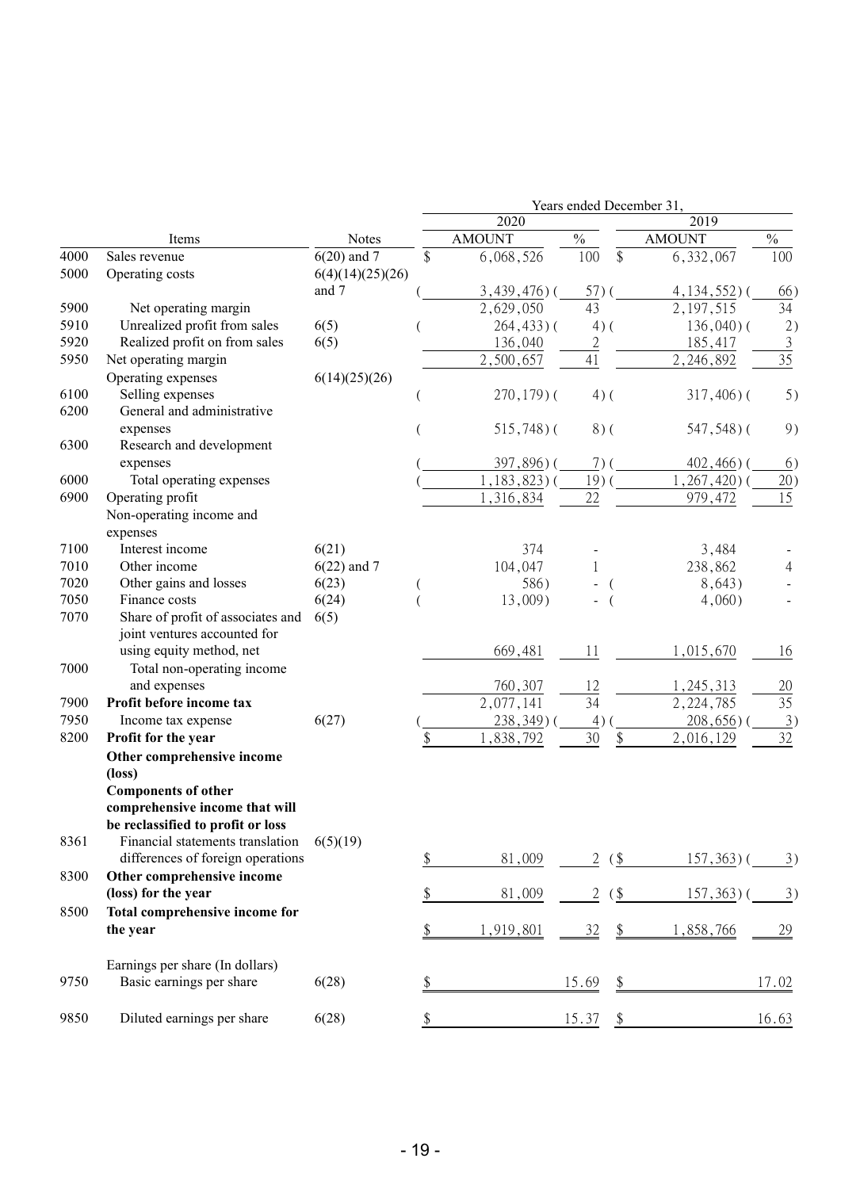| | Items | Notes | Years ended December 31, 2020 AMOUNT | % | 2019 AMOUNT | % |
|---|---|---|---|---|---|---|
| 4000 | Sales revenue | 6(20) and 7 | $ 6,068,526 | 100 | $ 6,332,067 | 100 |
| 5000 | Operating costs | 6(4)(14)(25)(26) and 7 | ( 3,439,476) | ( 57) | ( 4,134,552) | ( 66) |
| 5900 | Net operating margin | | 2,629,050 | 43 | 2,197,515 | 34 |
| 5910 | Unrealized profit from sales | 6(5) | ( 264,433) | ( 4) | ( 136,040) | ( 2) |
| 5920 | Realized profit on from sales | 6(5) | 136,040 | 2 | 185,417 | 3 |
| 5950 | Net operating margin | | 2,500,657 | 41 | 2,246,892 | 35 |
| | Operating expenses | 6(14)(25)(26) | | | | |
| 6100 | Selling expenses | | ( 270,179) | ( 4) | ( 317,406) | ( 5) |
| 6200 | General and administrative expenses | | ( 515,748) | ( 8) | ( 547,548) | ( 9) |
| 6300 | Research and development expenses | | ( 397,896) | ( 7) | ( 402,466) | ( 6) |
| 6000 | Total operating expenses | | ( 1,183,823) | ( 19) | ( 1,267,420) | ( 20) |
| 6900 | Operating profit | | 1,316,834 | 22 | 979,472 | 15 |
| | Non-operating income and expenses | | | | | |
| 7100 | Interest income | 6(21) | 374 | - | 3,484 | - |
| 7010 | Other income | 6(22) and 7 | 104,047 | 1 | 238,862 | 4 |
| 7020 | Other gains and losses | 6(23) | ( 586) | - | ( 8,643) | - |
| 7050 | Finance costs | 6(24) | ( 13,009) | - | ( 4,060) | - |
| 7070 | Share of profit of associates and joint ventures accounted for using equity method, net | 6(5) | 669,481 | 11 | 1,015,670 | 16 |
| 7000 | Total non-operating income and expenses | | 760,307 | 12 | 1,245,313 | 20 |
| 7900 | **Profit before income tax** | | 2,077,141 | 34 | 2,224,785 | 35 |
| 7950 | Income tax expense | 6(27) | ( 238,349) | ( 4) | ( 208,656) | ( 3) |
| 8200 | **Profit for the year** | | $ 1,838,792 | 30 | $ 2,016,129 | 32 |
| | **Other comprehensive income (loss)** | | | | | |
| | **Components of other comprehensive income that will be reclassified to profit or loss** | | | | | |
| 8361 | Financial statements translation differences of foreign operations | 6(5)(19) | $ 81,009 | 2 | ($ 157,363) | ( 3) |
| 8300 | **Other comprehensive income (loss) for the year** | | $ 81,009 | 2 | ($ 157,363) | ( 3) |
| 8500 | **Total comprehensive income for the year** | | $ 1,919,801 | 32 | $ 1,858,766 | 29 |
| | Earnings per share (In dollars) | | | | | |
| 9750 | Basic earnings per share | 6(28) | $ | 15.69 | $ | 17.02 |
| 9850 | Diluted earnings per share | 6(28) | $ | 15.37 | $ | 16.63 |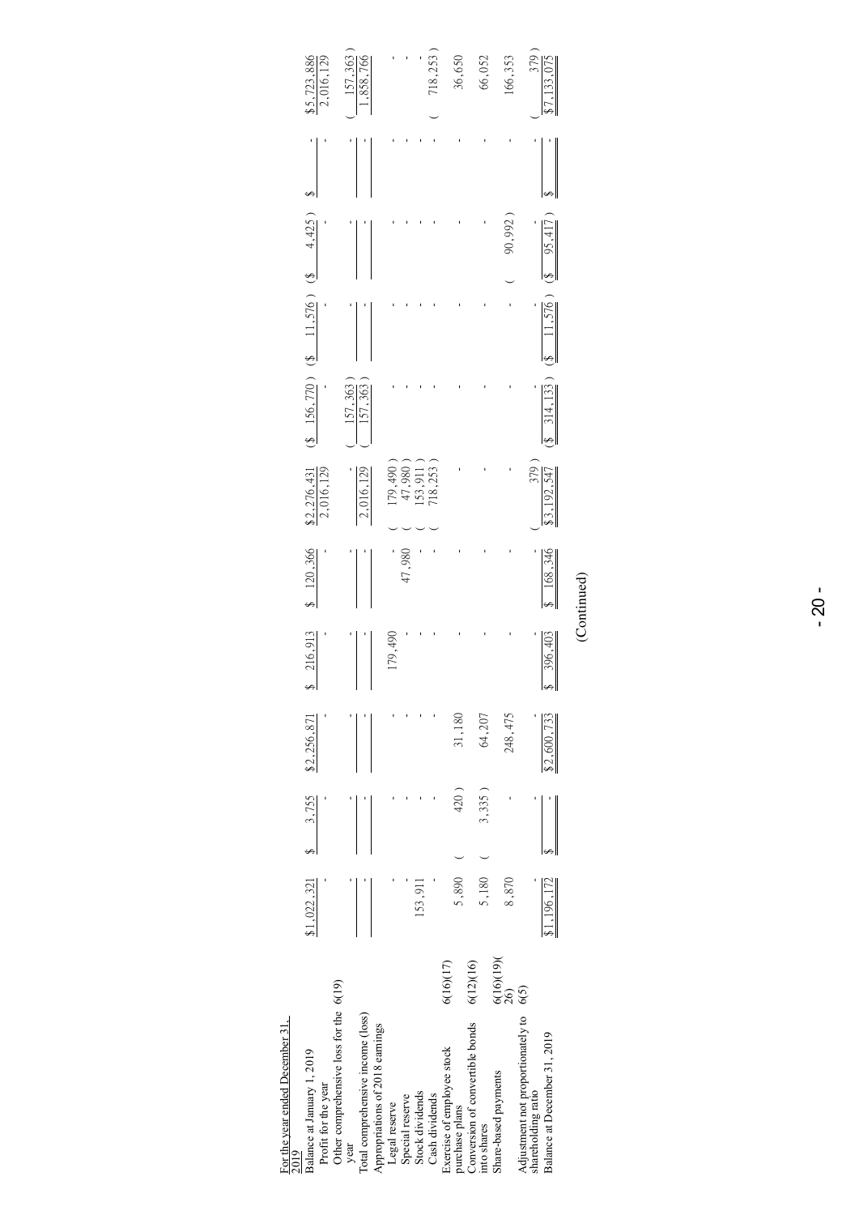| For the year ended December 31, 2019 | Notes | | | | | | | | | | | |
|---|---|---|---|---|---|---|---|---|---|---|---|---|
| Balance at January 1, 2019 | | $1,022,321 | $ 3,755 | $2,256,871 | $ 216,913 | $ 120,366 | $2,276,431 | ($ 156,770 ) | ($ 11,576 ) | ($ 4,425 ) | $ - | $5,723,886 |
| Profit for the year | | - | - | - | - | - | 2,016,129 | - | - | - | - | 2,016,129 |
| Other comprehensive loss for the year | 6(19) | - | - | - | - | - | - | ( 157,363 ) | - | - | - | ( 157,363 ) |
| Total comprehensive income (loss) | | - | - | - | - | - | 2,016,129 | ( 157,363 ) | - | - | - | 1,858,766 |
| Appropriations of 2018 earnings | | | | | | | | | | | | |
| Legal reserve | | - | - | - | 179,490 | - | ( 179,490 ) | - | - | - | - | - |
| Special reserve | | - | - | - | - | 47,980 | ( 47,980 ) | - | - | - | - | - |
| Stock dividends | | 153,911 | - | - | - | - | ( 153,911 ) | - | - | - | - | - |
| Cash dividends | | - | - | - | - | - | ( 718,253 ) | - | - | - | - | ( 718,253 ) |
| Exercise of employee stock purchase plans | 6(16)(17) | 5,890 | ( 420 ) | 31,180 | - | - | - | - | - | - | - | 36,650 |
| Conversion of convertible bonds into shares | 6(12)(16) | 5,180 | ( 3,335 ) | 64,207 | - | - | - | - | - | - | - | 66,052 |
| Share-based payments | 6(16)(19)(26) | 8,870 | - | 248,475 | - | - | - | - | - | ( 90,992 ) | - | 166,353 |
| Adjustment not proportionately to shareholding ratio | 6(5) | - | - | - | - | - | ( 379 ) | - | - | - | - | ( 379 ) |
| Balance at December 31, 2019 | | $1,196,172 | $ - | $2,600,733 | $ 396,403 | $ 168,346 | $3,192,547 | ($ 314,133 ) | ($ 11,576 ) | ($ 95,417 ) | $ - | $7,133,075 |

(Continued)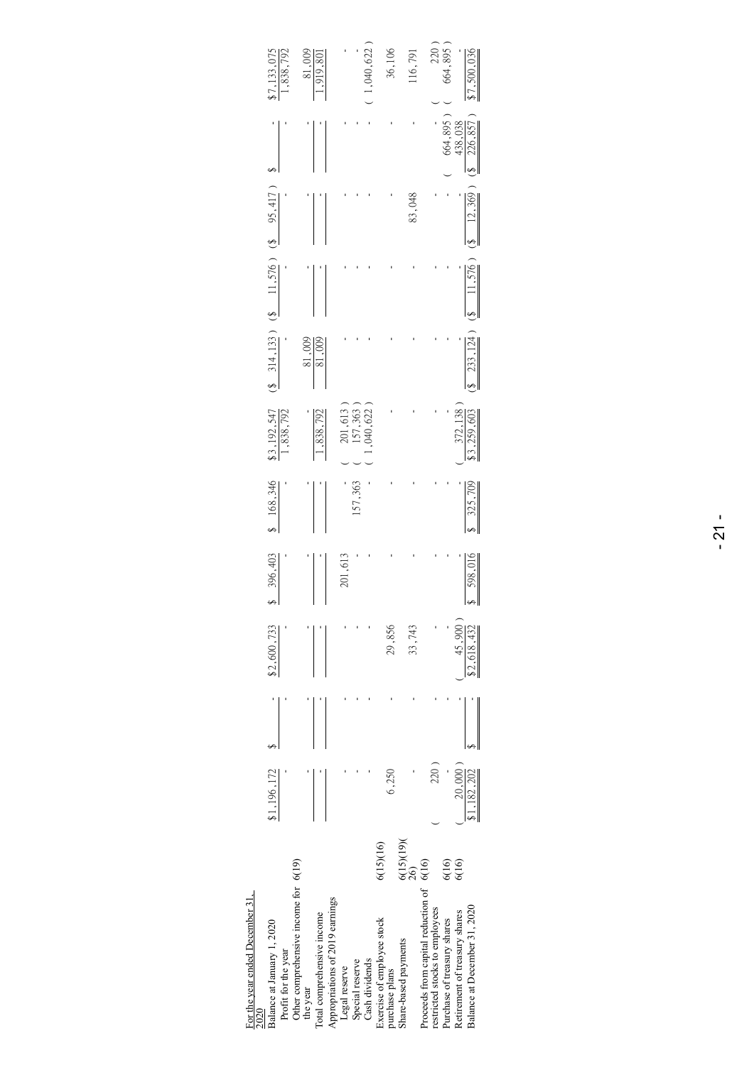| For the year ended December 31, 2020 | | | | | | | | | | | | |
|---|---|---|---|---|---|---|---|---|---|---|---|---|
| Balance at January 1, 2020 | | $1,196,172 | $ - | $2,600,733 | $ 396,403 | $ 168,346 | $3,192,547 | ($ 314,133 ) | ($ 11,576 ) | ($ 95,417 ) | $ - | $7,133,075 |
| Profit for the year | | - | - | - | - | - | 1,838,792 | - | - | - | - | 1,838,792 |
| Other comprehensive income for the year | 6(19) | - | - | - | - | - | - | 81,009 | - | - | - | 81,009 |
| Total comprehensive income | | - | - | - | - | - | 1,838,792 | 81,009 | - | - | - | 1,919,801 |
| Appropriations of 2019 earnings | | | | | | | | | | | | |
| Legal reserve | | - | - | - | 201,613 | - | ( 201,613 ) | - | - | - | - | - |
| Special reserve | | - | - | - | - | 157,363 | ( 157,363 ) | - | - | - | - | - |
| Cash dividends | | - | - | - | - | - | ( 1,040,622 ) | - | - | - | - | ( 1,040,622 ) |
| Exercise of employee stock purchase plans | 6(15)(16) | 6,250 | - | 29,856 | - | - | - | - | - | - | - | 36,106 |
| Share-based payments | 6(15)(19)(26) | - | - | 33,743 | - | - | - | - | - | 83,048 | - | 116,791 |
| Proceeds from capital reduction of restricted stocks to employees | 6(16) | ( 220 ) | - | - | - | - | - | - | - | - | - | ( 220 ) |
| Purchase of treasury shares | 6(16) | - | - | - | - | - | - | - | - | - | ( 664,895 ) | ( 664,895 ) |
| Retirement of treasury shares | 6(16) | ( 20,000 ) | - | ( 45,900 ) | - | - | ( 372,138 ) | - | - | - | 438,038 | - |
| Balance at December 31, 2020 | | $1,182,202 | $ - | $2,618,432 | $ 598,016 | $ 325,709 | $3,259,603 | ($ 233,124 ) | ($ 11,576 ) | ($ 12,369 ) | ($ 226,857 ) | $7,500,036 |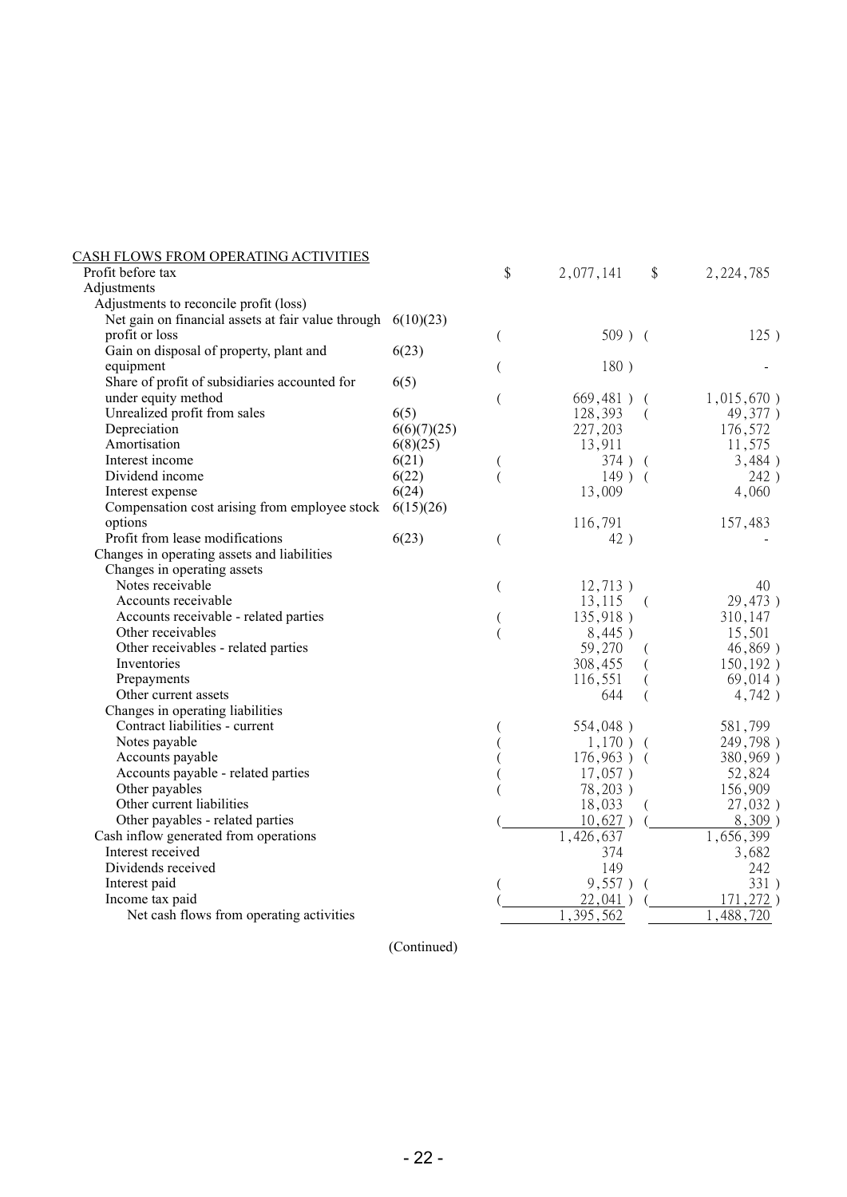| CASH FLOWS FROM OPERATING ACTIVITIES | | | |
|---|---|---|---|
| Profit before tax | | $ 2,077,141 | $ 2,224,785 |
| Adjustments | | | |
| Adjustments to reconcile profit (loss) | | | |
| Net gain on financial assets at fair value through profit or loss | 6(10)(23) | ( 509 ) | ( 125 ) |
| Gain on disposal of property, plant and equipment | 6(23) | ( 180 ) | - |
| Share of profit of subsidiaries accounted for under equity method | 6(5) | ( 669,481 ) | ( 1,015,670 ) |
| Unrealized profit from sales | 6(5) | 128,393 | ( 49,377 ) |
| Depreciation | 6(6)(7)(25) | 227,203 | 176,572 |
| Amortisation | 6(8)(25) | 13,911 | 11,575 |
| Interest income | 6(21) | ( 374 ) | ( 3,484 ) |
| Dividend income | 6(22) | ( 149 ) | ( 242 ) |
| Interest expense | 6(24) | 13,009 | 4,060 |
| Compensation cost arising from employee stock options | 6(15)(26) | 116,791 | 157,483 |
| Profit from lease modifications | 6(23) | ( 42 ) | - |
| Changes in operating assets and liabilities | | | |
| Changes in operating assets | | | |
| Notes receivable | | ( 12,713 ) | 40 |
| Accounts receivable | | 13,115 | ( 29,473 ) |
| Accounts receivable - related parties | | ( 135,918 ) | 310,147 |
| Other receivables | | ( 8,445 ) | 15,501 |
| Other receivables - related parties | | 59,270 | ( 46,869 ) |
| Inventories | | 308,455 | ( 150,192 ) |
| Prepayments | | 116,551 | ( 69,014 ) |
| Other current assets | | 644 | ( 4,742 ) |
| Changes in operating liabilities | | | |
| Contract liabilities - current | | ( 554,048 ) | 581,799 |
| Notes payable | | ( 1,170 ) | ( 249,798 ) |
| Accounts payable | | ( 176,963 ) | ( 380,969 ) |
| Accounts payable - related parties | | ( 17,057 ) | 52,824 |
| Other payables | | ( 78,203 ) | 156,909 |
| Other current liabilities | | 18,033 | ( 27,032 ) |
| Other payables - related parties | | ( 10,627 ) | ( 8,309 ) |
| Cash inflow generated from operations | | 1,426,637 | 1,656,399 |
| Interest received | | 374 | 3,682 |
| Dividends received | | 149 | 242 |
| Interest paid | | ( 9,557 ) | ( 331 ) |
| Income tax paid | | ( 22,041 ) | ( 171,272 ) |
| Net cash flows from operating activities | | 1,395,562 | 1,488,720 |

(Continued)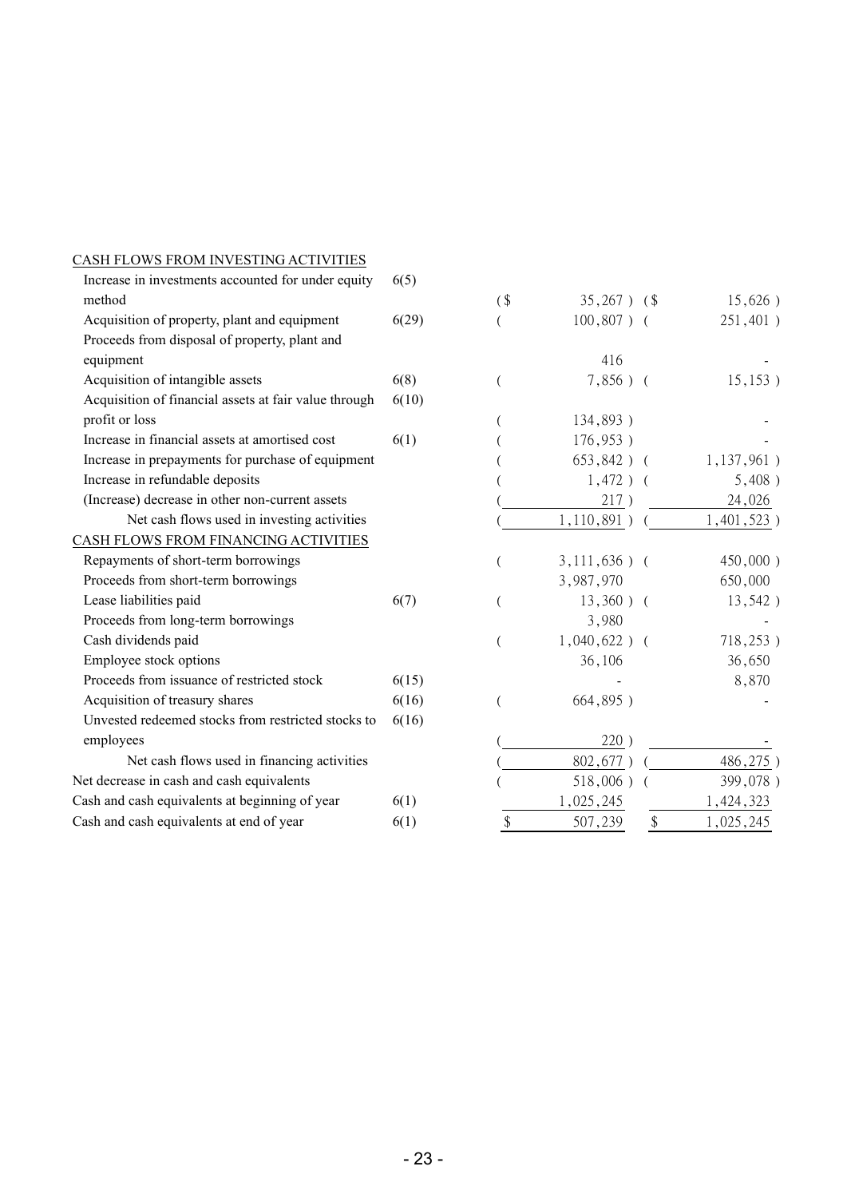| | Notes | Current year | Prior year |
|---|---|---|---|
| CASH FLOWS FROM INVESTING ACTIVITIES | | | |
| Increase in investments accounted for under equity method | 6(5) | ($ 35,267 ) | ($ 15,626 ) |
| Acquisition of property, plant and equipment | 6(29) | ( 100,807 ) | ( 251,401 ) |
| Proceeds from disposal of property, plant and equipment | | 416 | - |
| Acquisition of intangible assets | 6(8) | ( 7,856 ) | ( 15,153 ) |
| Acquisition of financial assets at fair value through profit or loss | 6(10) | ( 134,893 ) | - |
| Increase in financial assets at amortised cost | 6(1) | ( 176,953 ) | - |
| Increase in prepayments for purchase of equipment | | ( 653,842 ) | ( 1,137,961 ) |
| Increase in refundable deposits | | ( 1,472 ) | ( 5,408 ) |
| (Increase) decrease in other non-current assets | | ( 217 ) | 24,026 |
| Net cash flows used in investing activities | | ( 1,110,891 ) | ( 1,401,523 ) |
| CASH FLOWS FROM FINANCING ACTIVITIES | | | |
| Repayments of short-term borrowings | | ( 3,111,636 ) | ( 450,000 ) |
| Proceeds from short-term borrowings | | 3,987,970 | 650,000 |
| Lease liabilities paid | 6(7) | ( 13,360 ) | ( 13,542 ) |
| Proceeds from long-term borrowings | | 3,980 | - |
| Cash dividends paid | | ( 1,040,622 ) | ( 718,253 ) |
| Employee stock options | | 36,106 | 36,650 |
| Proceeds from issuance of restricted stock | 6(15) | - | 8,870 |
| Acquisition of treasury shares | 6(16) | ( 664,895 ) | - |
| Unvested redeemed stocks from restricted stocks to employees | 6(16) | ( 220 ) | - |
| Net cash flows used in financing activities | | ( 802,677 ) | ( 486,275 ) |
| Net decrease in cash and cash equivalents | | ( 518,006 ) | ( 399,078 ) |
| Cash and cash equivalents at beginning of year | 6(1) | 1,025,245 | 1,424,323 |
| Cash and cash equivalents at end of year | 6(1) | $ 507,239 | $ 1,025,245 |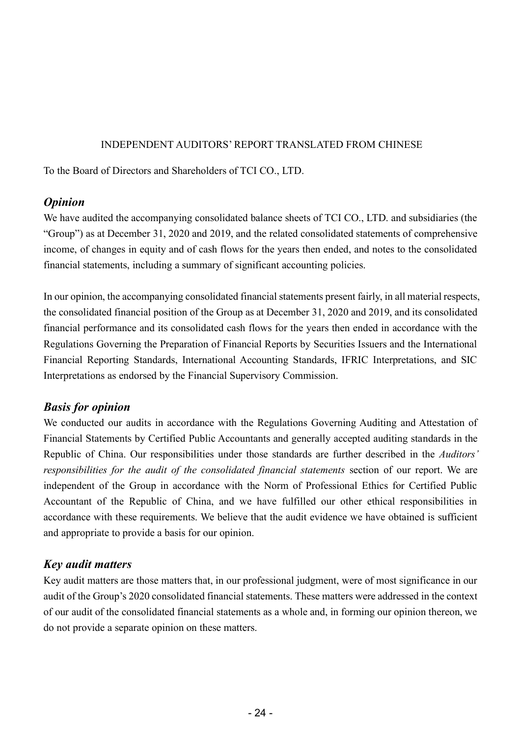INDEPENDENT AUDITORS' REPORT TRANSLATED FROM CHINESE

To the Board of Directors and Shareholders of TCI CO., LTD.

## *Opinion*

We have audited the accompanying consolidated balance sheets of TCI CO., LTD. and subsidiaries (the "Group") as at December 31, 2020 and 2019, and the related consolidated statements of comprehensive income, of changes in equity and of cash flows for the years then ended, and notes to the consolidated financial statements, including a summary of significant accounting policies.

In our opinion, the accompanying consolidated financial statements present fairly, in all material respects, the consolidated financial position of the Group as at December 31, 2020 and 2019, and its consolidated financial performance and its consolidated cash flows for the years then ended in accordance with the Regulations Governing the Preparation of Financial Reports by Securities Issuers and the International Financial Reporting Standards, International Accounting Standards, IFRIC Interpretations, and SIC Interpretations as endorsed by the Financial Supervisory Commission.

## *Basis for opinion*

We conducted our audits in accordance with the Regulations Governing Auditing and Attestation of Financial Statements by Certified Public Accountants and generally accepted auditing standards in the Republic of China. Our responsibilities under those standards are further described in the *Auditors' responsibilities for the audit of the consolidated financial statements* section of our report. We are independent of the Group in accordance with the Norm of Professional Ethics for Certified Public Accountant of the Republic of China, and we have fulfilled our other ethical responsibilities in accordance with these requirements. We believe that the audit evidence we have obtained is sufficient and appropriate to provide a basis for our opinion.

## *Key audit matters*

Key audit matters are those matters that, in our professional judgment, were of most significance in our audit of the Group's 2020 consolidated financial statements. These matters were addressed in the context of our audit of the consolidated financial statements as a whole and, in forming our opinion thereon, we do not provide a separate opinion on these matters.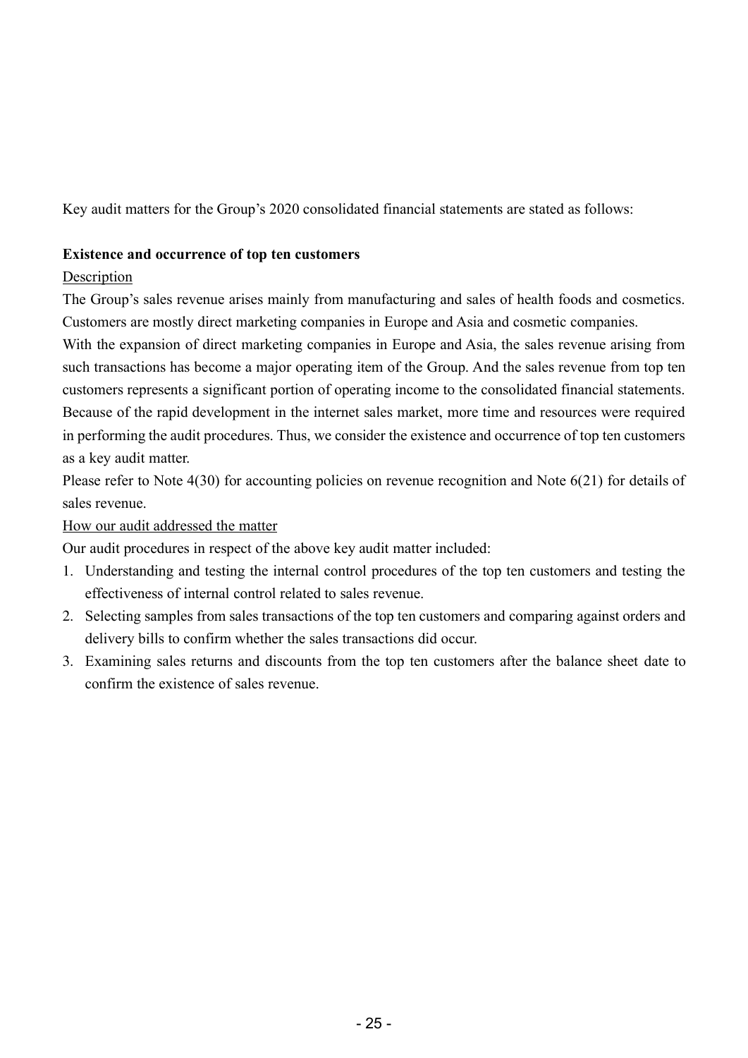Key audit matters for the Group's 2020 consolidated financial statements are stated as follows:

**Existence and occurrence of top ten customers**

Description

The Group's sales revenue arises mainly from manufacturing and sales of health foods and cosmetics. Customers are mostly direct marketing companies in Europe and Asia and cosmetic companies.

With the expansion of direct marketing companies in Europe and Asia, the sales revenue arising from such transactions has become a major operating item of the Group. And the sales revenue from top ten customers represents a significant portion of operating income to the consolidated financial statements. Because of the rapid development in the internet sales market, more time and resources were required in performing the audit procedures. Thus, we consider the existence and occurrence of top ten customers as a key audit matter.

Please refer to Note 4(30) for accounting policies on revenue recognition and Note 6(21) for details of sales revenue.

How our audit addressed the matter

Our audit procedures in respect of the above key audit matter included:

1. Understanding and testing the internal control procedures of the top ten customers and testing the effectiveness of internal control related to sales revenue.
2. Selecting samples from sales transactions of the top ten customers and comparing against orders and delivery bills to confirm whether the sales transactions did occur.
3. Examining sales returns and discounts from the top ten customers after the balance sheet date to confirm the existence of sales revenue.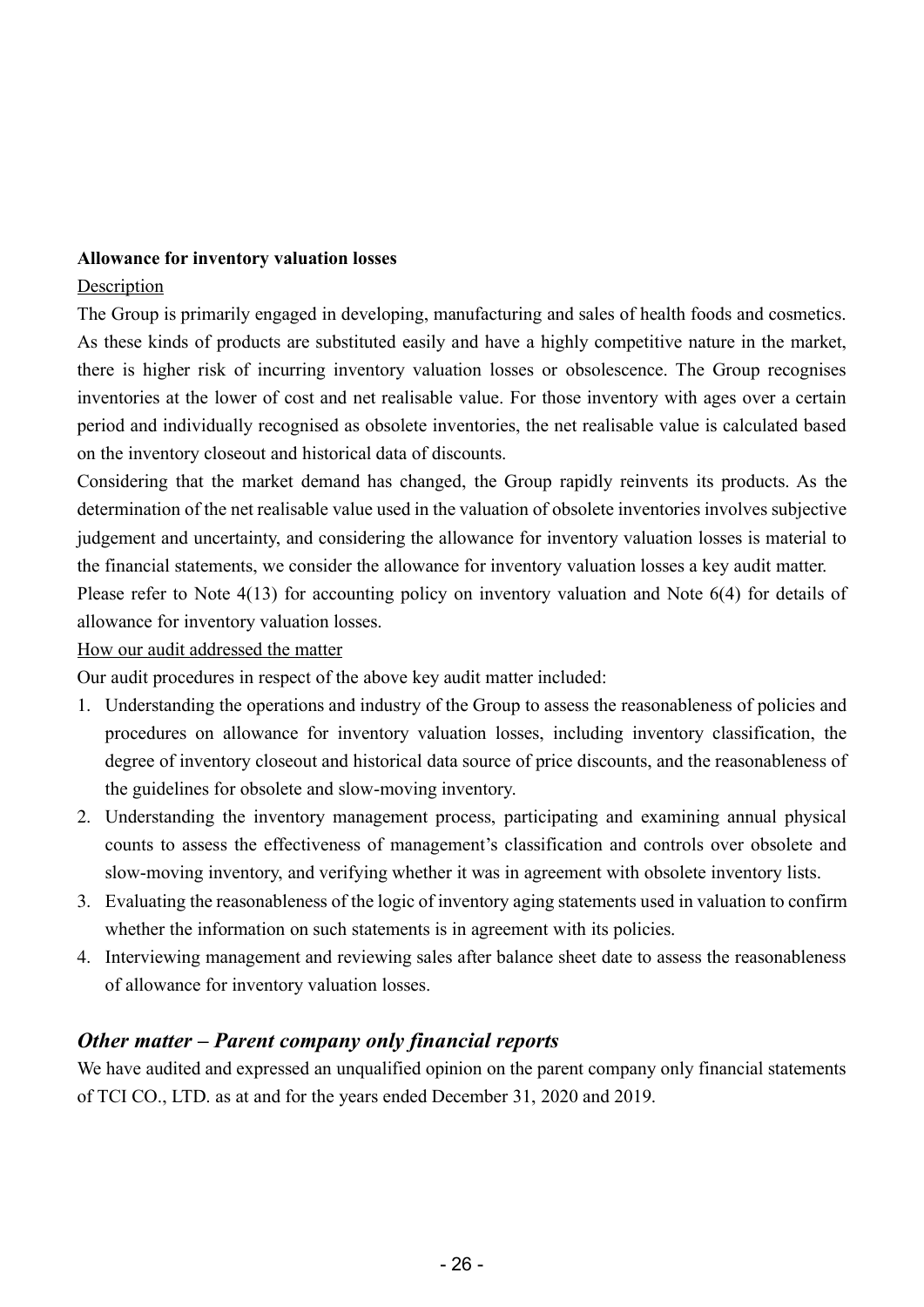**Allowance for inventory valuation losses**

Description

The Group is primarily engaged in developing, manufacturing and sales of health foods and cosmetics. As these kinds of products are substituted easily and have a highly competitive nature in the market, there is higher risk of incurring inventory valuation losses or obsolescence. The Group recognises inventories at the lower of cost and net realisable value. For those inventory with ages over a certain period and individually recognised as obsolete inventories, the net realisable value is calculated based on the inventory closeout and historical data of discounts.

Considering that the market demand has changed, the Group rapidly reinvents its products. As the determination of the net realisable value used in the valuation of obsolete inventories involves subjective judgement and uncertainty, and considering the allowance for inventory valuation losses is material to the financial statements, we consider the allowance for inventory valuation losses a key audit matter.

Please refer to Note 4(13) for accounting policy on inventory valuation and Note 6(4) for details of allowance for inventory valuation losses.

How our audit addressed the matter

Our audit procedures in respect of the above key audit matter included:

1. Understanding the operations and industry of the Group to assess the reasonableness of policies and procedures on allowance for inventory valuation losses, including inventory classification, the degree of inventory closeout and historical data source of price discounts, and the reasonableness of the guidelines for obsolete and slow-moving inventory.
2. Understanding the inventory management process, participating and examining annual physical counts to assess the effectiveness of management's classification and controls over obsolete and slow-moving inventory, and verifying whether it was in agreement with obsolete inventory lists.
3. Evaluating the reasonableness of the logic of inventory aging statements used in valuation to confirm whether the information on such statements is in agreement with its policies.
4. Interviewing management and reviewing sales after balance sheet date to assess the reasonableness of allowance for inventory valuation losses.

## *Other matter – Parent company only financial reports*

We have audited and expressed an unqualified opinion on the parent company only financial statements of TCI CO., LTD. as at and for the years ended December 31, 2020 and 2019.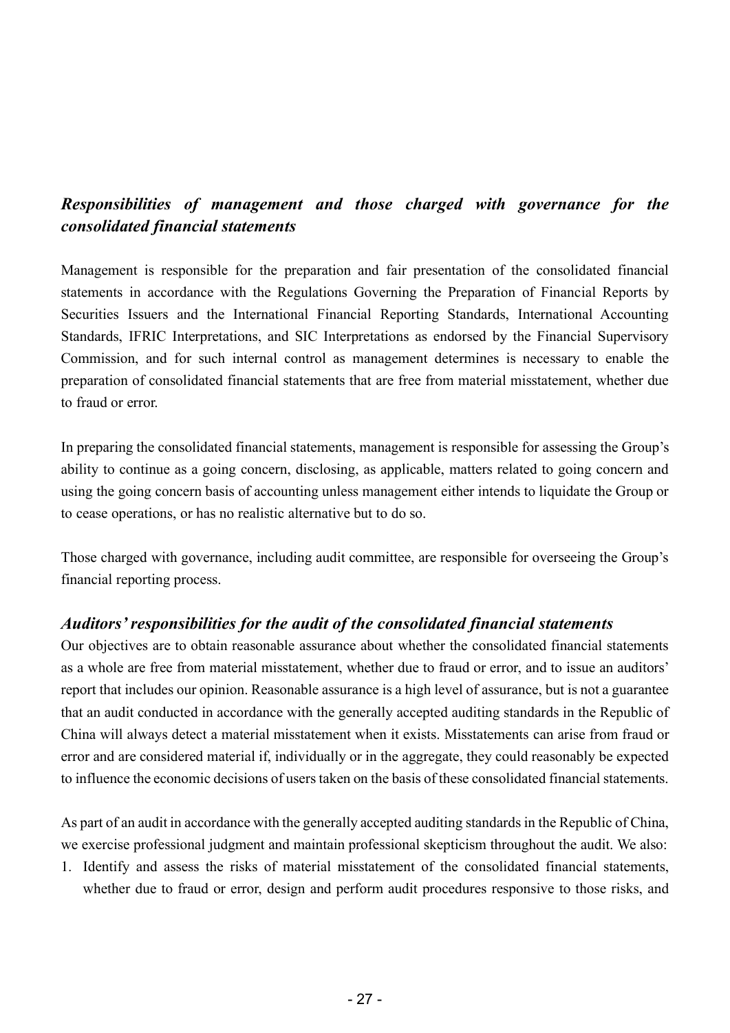### *Responsibilities of management and those charged with governance for the consolidated financial statements*

Management is responsible for the preparation and fair presentation of the consolidated financial statements in accordance with the Regulations Governing the Preparation of Financial Reports by Securities Issuers and the International Financial Reporting Standards, International Accounting Standards, IFRIC Interpretations, and SIC Interpretations as endorsed by the Financial Supervisory Commission, and for such internal control as management determines is necessary to enable the preparation of consolidated financial statements that are free from material misstatement, whether due to fraud or error.

In preparing the consolidated financial statements, management is responsible for assessing the Group's ability to continue as a going concern, disclosing, as applicable, matters related to going concern and using the going concern basis of accounting unless management either intends to liquidate the Group or to cease operations, or has no realistic alternative but to do so.

Those charged with governance, including audit committee, are responsible for overseeing the Group's financial reporting process.

### *Auditors' responsibilities for the audit of the consolidated financial statements*

Our objectives are to obtain reasonable assurance about whether the consolidated financial statements as a whole are free from material misstatement, whether due to fraud or error, and to issue an auditors' report that includes our opinion. Reasonable assurance is a high level of assurance, but is not a guarantee that an audit conducted in accordance with the generally accepted auditing standards in the Republic of China will always detect a material misstatement when it exists. Misstatements can arise from fraud or error and are considered material if, individually or in the aggregate, they could reasonably be expected to influence the economic decisions of users taken on the basis of these consolidated financial statements.

As part of an audit in accordance with the generally accepted auditing standards in the Republic of China, we exercise professional judgment and maintain professional skepticism throughout the audit. We also:

1. Identify and assess the risks of material misstatement of the consolidated financial statements, whether due to fraud or error, design and perform audit procedures responsive to those risks, and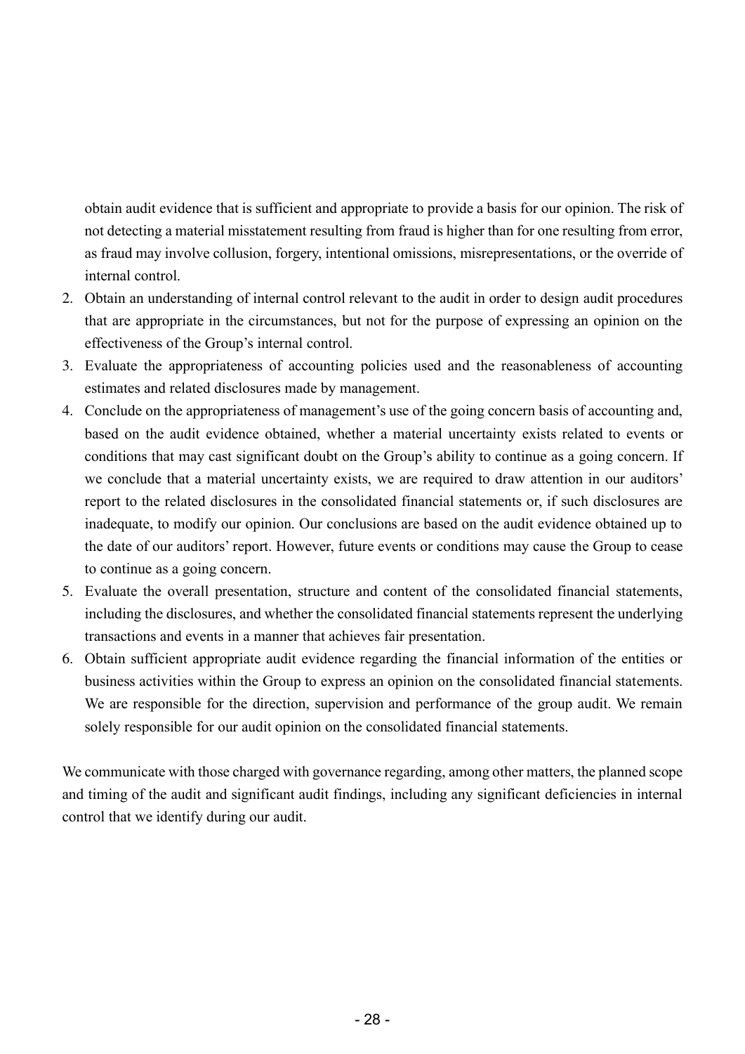obtain audit evidence that is sufficient and appropriate to provide a basis for our opinion. The risk of not detecting a material misstatement resulting from fraud is higher than for one resulting from error, as fraud may involve collusion, forgery, intentional omissions, misrepresentations, or the override of internal control.

2. Obtain an understanding of internal control relevant to the audit in order to design audit procedures that are appropriate in the circumstances, but not for the purpose of expressing an opinion on the effectiveness of the Group's internal control.
3. Evaluate the appropriateness of accounting policies used and the reasonableness of accounting estimates and related disclosures made by management.
4. Conclude on the appropriateness of management's use of the going concern basis of accounting and, based on the audit evidence obtained, whether a material uncertainty exists related to events or conditions that may cast significant doubt on the Group's ability to continue as a going concern. If we conclude that a material uncertainty exists, we are required to draw attention in our auditors' report to the related disclosures in the consolidated financial statements or, if such disclosures are inadequate, to modify our opinion. Our conclusions are based on the audit evidence obtained up to the date of our auditors' report. However, future events or conditions may cause the Group to cease to continue as a going concern.
5. Evaluate the overall presentation, structure and content of the consolidated financial statements, including the disclosures, and whether the consolidated financial statements represent the underlying transactions and events in a manner that achieves fair presentation.
6. Obtain sufficient appropriate audit evidence regarding the financial information of the entities or business activities within the Group to express an opinion on the consolidated financial statements. We are responsible for the direction, supervision and performance of the group audit. We remain solely responsible for our audit opinion on the consolidated financial statements.

We communicate with those charged with governance regarding, among other matters, the planned scope and timing of the audit and significant audit findings, including any significant deficiencies in internal control that we identify during our audit.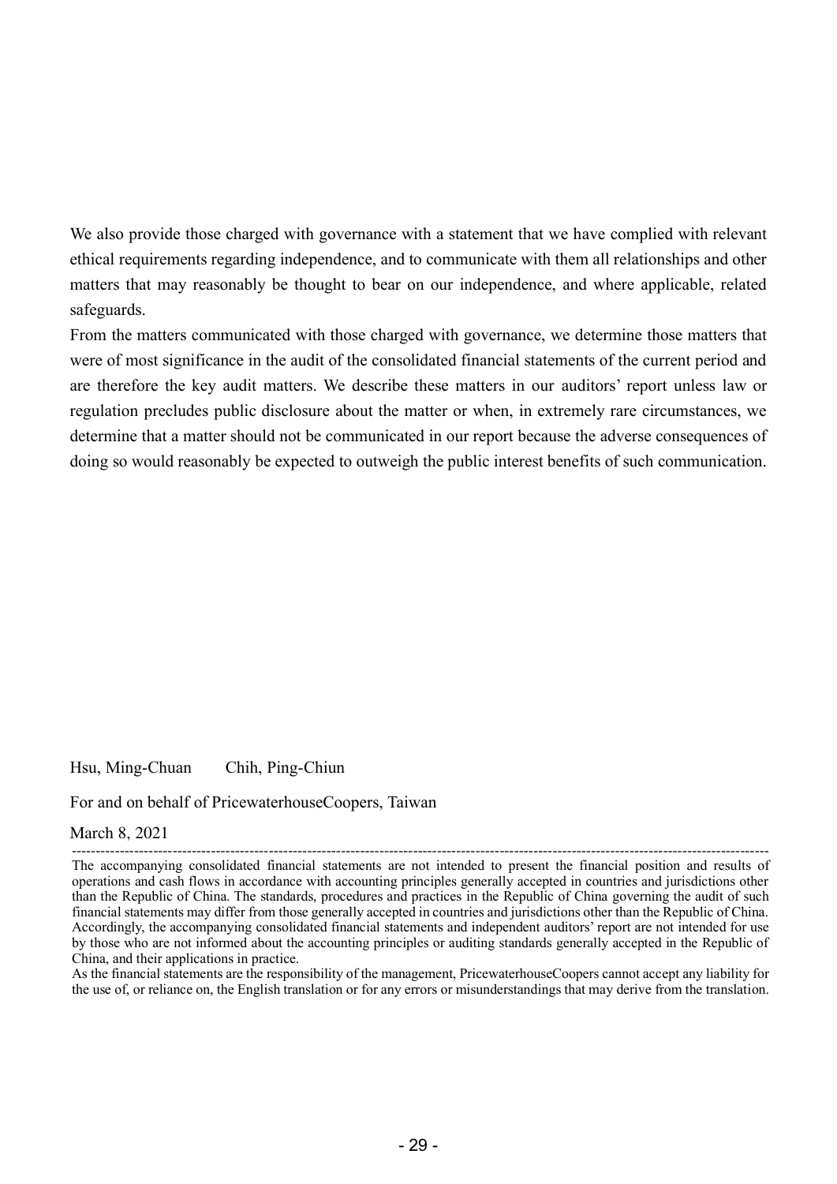We also provide those charged with governance with a statement that we have complied with relevant ethical requirements regarding independence, and to communicate with them all relationships and other matters that may reasonably be thought to bear on our independence, and where applicable, related safeguards.

From the matters communicated with those charged with governance, we determine those matters that were of most significance in the audit of the consolidated financial statements of the current period and are therefore the key audit matters. We describe these matters in our auditors' report unless law or regulation precludes public disclosure about the matter or when, in extremely rare circumstances, we determine that a matter should not be communicated in our report because the adverse consequences of doing so would reasonably be expected to outweigh the public interest benefits of such communication.

Hsu, Ming-Chuan　　Chih, Ping-Chiun

For and on behalf of PricewaterhouseCoopers, Taiwan

March 8, 2021

---

The accompanying consolidated financial statements are not intended to present the financial position and results of operations and cash flows in accordance with accounting principles generally accepted in countries and jurisdictions other than the Republic of China. The standards, procedures and practices in the Republic of China governing the audit of such financial statements may differ from those generally accepted in countries and jurisdictions other than the Republic of China. Accordingly, the accompanying consolidated financial statements and independent auditors' report are not intended for use by those who are not informed about the accounting principles or auditing standards generally accepted in the Republic of China, and their applications in practice.

As the financial statements are the responsibility of the management, PricewaterhouseCoopers cannot accept any liability for the use of, or reliance on, the English translation or for any errors or misunderstandings that may derive from the translation.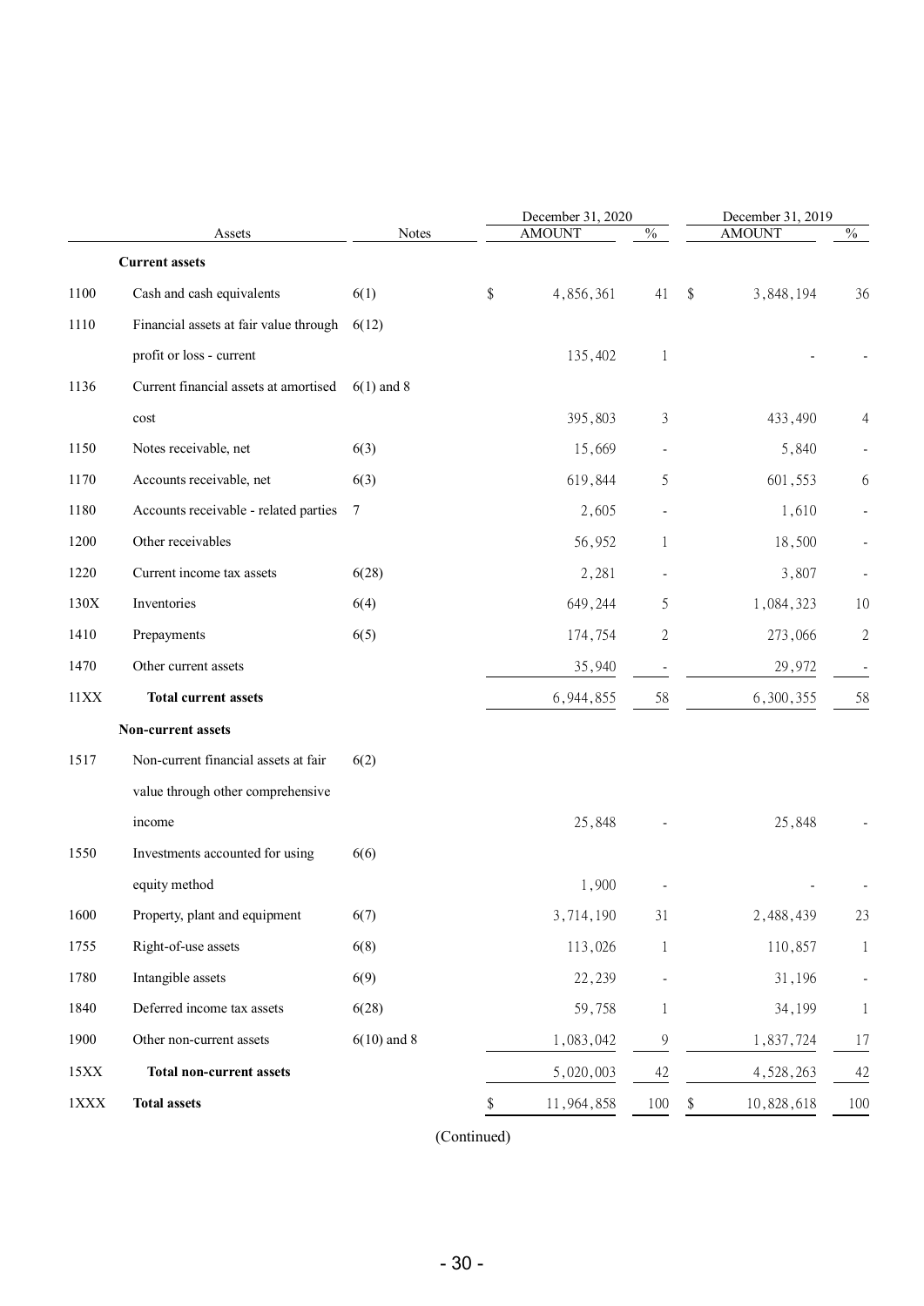| | Assets | Notes | December 31, 2020 AMOUNT | % | December 31, 2019 AMOUNT | % |
|---|---|---|---|---|---|---|
| | **Current assets** | | | | | |
| 1100 | Cash and cash equivalents | 6(1) | $ 4,856,361 | 41 | $ 3,848,194 | 36 |
| 1110 | Financial assets at fair value through profit or loss - current | 6(12) | 135,402 | 1 | - | - |
| 1136 | Current financial assets at amortised cost | 6(1) and 8 | 395,803 | 3 | 433,490 | 4 |
| 1150 | Notes receivable, net | 6(3) | 15,669 | - | 5,840 | - |
| 1170 | Accounts receivable, net | 6(3) | 619,844 | 5 | 601,553 | 6 |
| 1180 | Accounts receivable - related parties | 7 | 2,605 | - | 1,610 | - |
| 1200 | Other receivables | | 56,952 | 1 | 18,500 | - |
| 1220 | Current income tax assets | 6(28) | 2,281 | - | 3,807 | - |
| 130X | Inventories | 6(4) | 649,244 | 5 | 1,084,323 | 10 |
| 1410 | Prepayments | 6(5) | 174,754 | 2 | 273,066 | 2 |
| 1470 | Other current assets | | 35,940 | - | 29,972 | - |
| 11XX | **Total current assets** | | 6,944,855 | 58 | 6,300,355 | 58 |
| | **Non-current assets** | | | | | |
| 1517 | Non-current financial assets at fair value through other comprehensive income | 6(2) | 25,848 | - | 25,848 | - |
| 1550 | Investments accounted for using equity method | 6(6) | 1,900 | - | - | - |
| 1600 | Property, plant and equipment | 6(7) | 3,714,190 | 31 | 2,488,439 | 23 |
| 1755 | Right-of-use assets | 6(8) | 113,026 | 1 | 110,857 | 1 |
| 1780 | Intangible assets | 6(9) | 22,239 | - | 31,196 | - |
| 1840 | Deferred income tax assets | 6(28) | 59,758 | 1 | 34,199 | 1 |
| 1900 | Other non-current assets | 6(10) and 8 | 1,083,042 | 9 | 1,837,724 | 17 |
| 15XX | **Total non-current assets** | | 5,020,003 | 42 | 4,528,263 | 42 |
| 1XXX | **Total assets** | | $ 11,964,858 | 100 | $ 10,828,618 | 100 |

(Continued)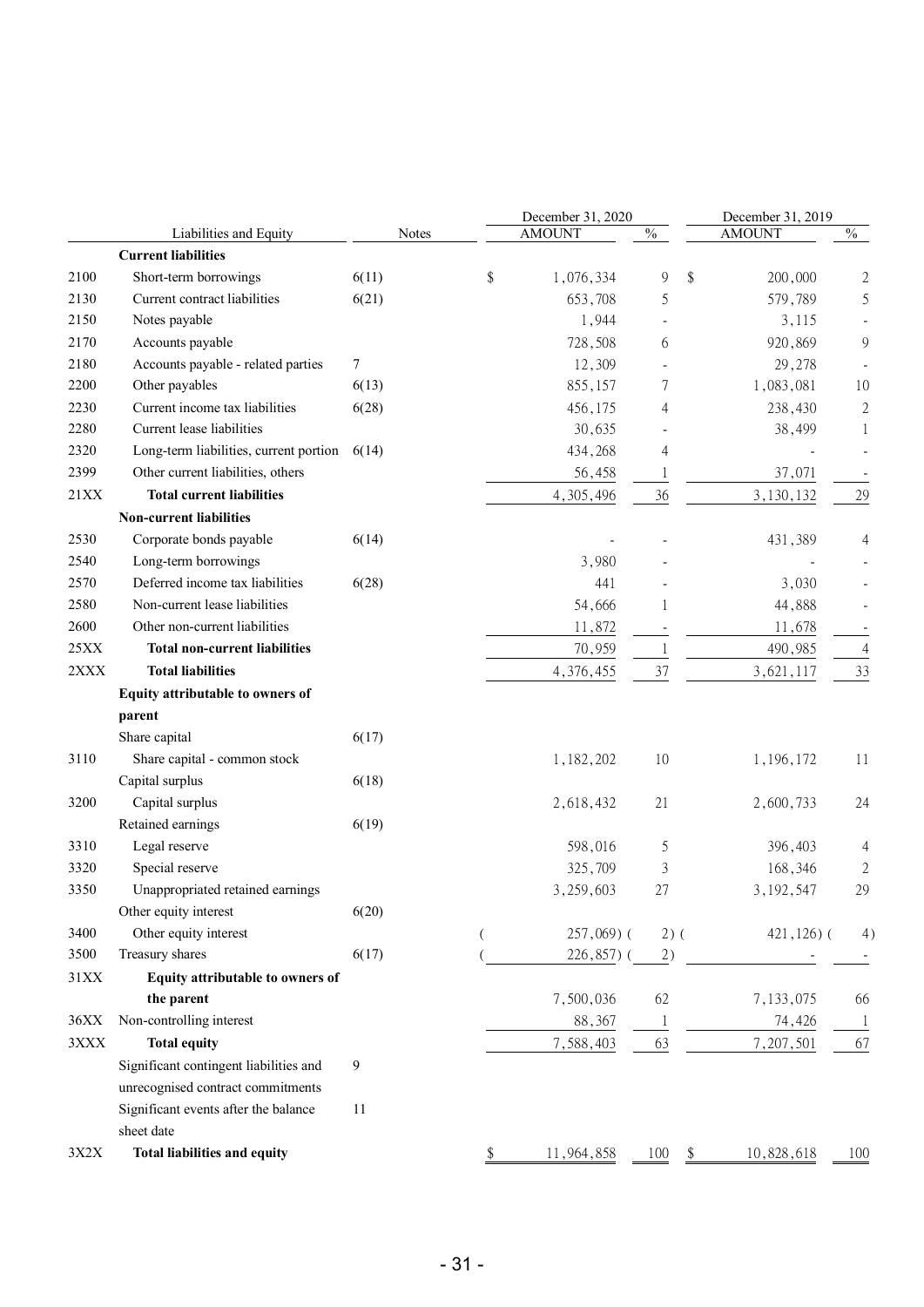| | Liabilities and Equity | Notes | December 31, 2020 AMOUNT | % | December 31, 2019 AMOUNT | % |
|---|---|---|---|---|---|---|
| | **Current liabilities** | | | | | |
| 2100 | Short-term borrowings | 6(11) | $ 1,076,334 | 9 | $ 200,000 | 2 |
| 2130 | Current contract liabilities | 6(21) | 653,708 | 5 | 579,789 | 5 |
| 2150 | Notes payable | | 1,944 | - | 3,115 | - |
| 2170 | Accounts payable | | 728,508 | 6 | 920,869 | 9 |
| 2180 | Accounts payable - related parties | 7 | 12,309 | - | 29,278 | - |
| 2200 | Other payables | 6(13) | 855,157 | 7 | 1,083,081 | 10 |
| 2230 | Current income tax liabilities | 6(28) | 456,175 | 4 | 238,430 | 2 |
| 2280 | Current lease liabilities | | 30,635 | - | 38,499 | 1 |
| 2320 | Long-term liabilities, current portion | 6(14) | 434,268 | 4 | - | - |
| 2399 | Other current liabilities, others | | 56,458 | 1 | 37,071 | - |
| 21XX | **Total current liabilities** | | 4,305,496 | 36 | 3,130,132 | 29 |
| | **Non-current liabilities** | | | | | |
| 2530 | Corporate bonds payable | 6(14) | - | - | 431,389 | 4 |
| 2540 | Long-term borrowings | | 3,980 | - | - | - |
| 2570 | Deferred income tax liabilities | 6(28) | 441 | - | 3,030 | - |
| 2580 | Non-current lease liabilities | | 54,666 | 1 | 44,888 | - |
| 2600 | Other non-current liabilities | | 11,872 | - | 11,678 | - |
| 25XX | **Total non-current liabilities** | | 70,959 | 1 | 490,985 | 4 |
| 2XXX | **Total liabilities** | | 4,376,455 | 37 | 3,621,117 | 33 |
| | **Equity attributable to owners of parent** | | | | | |
| | Share capital | 6(17) | | | | |
| 3110 | Share capital - common stock | | 1,182,202 | 10 | 1,196,172 | 11 |
| | Capital surplus | 6(18) | | | | |
| 3200 | Capital surplus | | 2,618,432 | 21 | 2,600,733 | 24 |
| | Retained earnings | 6(19) | | | | |
| 3310 | Legal reserve | | 598,016 | 5 | 396,403 | 4 |
| 3320 | Special reserve | | 325,709 | 3 | 168,346 | 2 |
| 3350 | Unappropriated retained earnings | | 3,259,603 | 27 | 3,192,547 | 29 |
| | Other equity interest | 6(20) | | | | |
| 3400 | Other equity interest | | ( 257,069) | ( 2) | ( 421,126) | ( 4) |
| 3500 | Treasury shares | 6(17) | ( 226,857) | ( 2) | - | - |
| 31XX | **Equity attributable to owners of the parent** | | 7,500,036 | 62 | 7,133,075 | 66 |
| 36XX | Non-controlling interest | | 88,367 | 1 | 74,426 | 1 |
| 3XXX | **Total equity** | | 7,588,403 | 63 | 7,207,501 | 67 |
| | Significant contingent liabilities and unrecognised contract commitments | 9 | | | | |
| | Significant events after the balance sheet date | 11 | | | | |
| 3X2X | **Total liabilities and equity** | | $ 11,964,858 | 100 | $ 10,828,618 | 100 |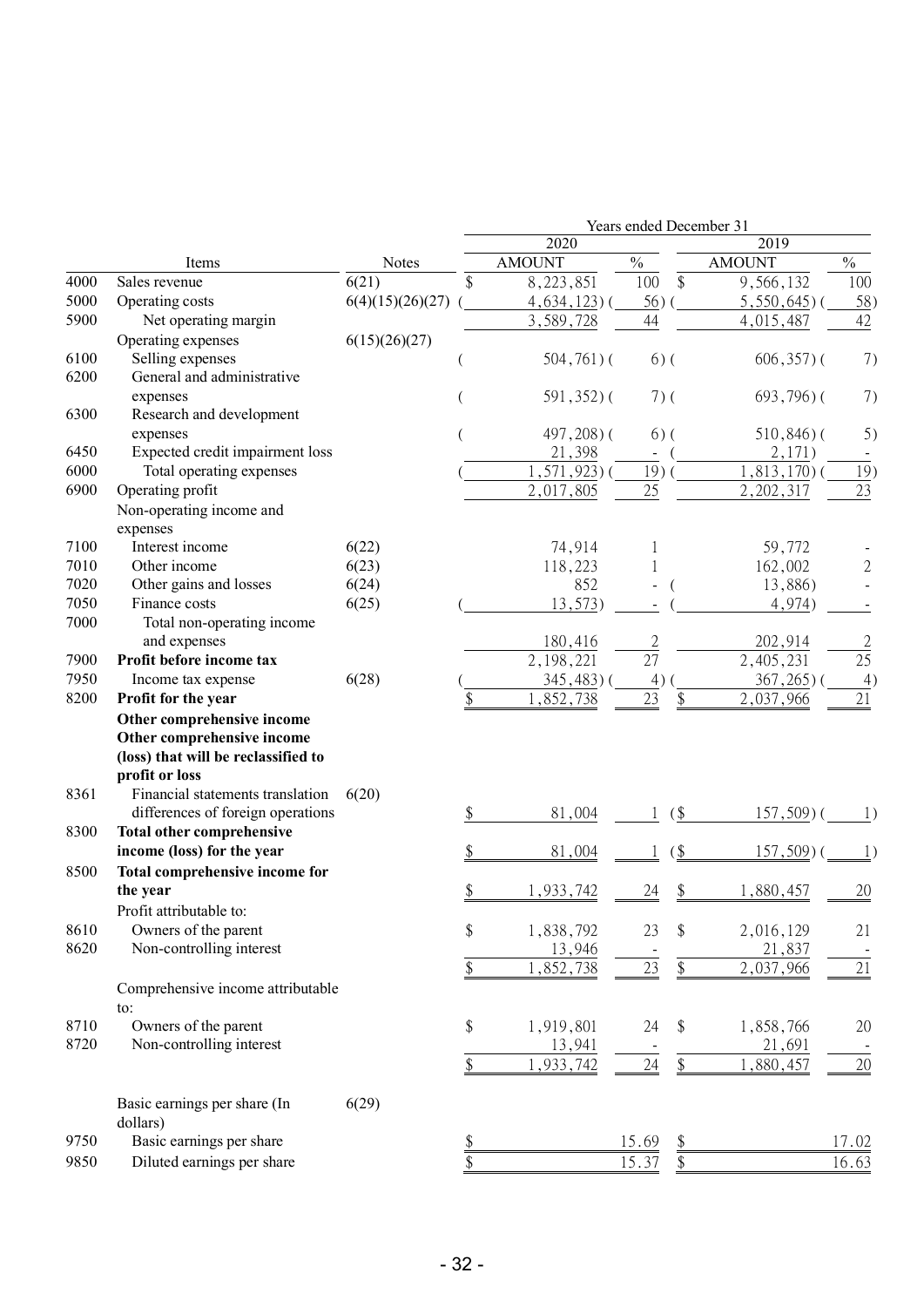| | Items | Notes | Years ended December 31 | | | |
|---|---|---|---|---|---|---|
| | | | 2020 | | 2019 | |
| | | | AMOUNT | % | AMOUNT | % |
| 4000 | Sales revenue | 6(21) | $ 8,223,851 | 100 | $ 9,566,132 | 100 |
| 5000 | Operating costs | 6(4)(15)(26)(27) | ( 4,634,123) | ( 56) | ( 5,550,645) | ( 58) |
| 5900 | Net operating margin | | 3,589,728 | 44 | 4,015,487 | 42 |
| | Operating expenses | 6(15)(26)(27) | | | | |
| 6100 | Selling expenses | | ( 504,761) | ( 6) | ( 606,357) | ( 7) |
| 6200 | General and administrative expenses | | ( 591,352) | ( 7) | ( 693,796) | ( 7) |
| 6300 | Research and development expenses | | ( 497,208) | ( 6) | ( 510,846) | ( 5) |
| 6450 | Expected credit impairment loss | | 21,398 | - | ( 2,171) | - |
| 6000 | Total operating expenses | | ( 1,571,923) | ( 19) | ( 1,813,170) | ( 19) |
| 6900 | Operating profit | | 2,017,805 | 25 | 2,202,317 | 23 |
| | Non-operating income and expenses | | | | | |
| 7100 | Interest income | 6(22) | 74,914 | 1 | 59,772 | - |
| 7010 | Other income | 6(23) | 118,223 | 1 | 162,002 | 2 |
| 7020 | Other gains and losses | 6(24) | 852 | - | ( 13,886) | - |
| 7050 | Finance costs | 6(25) | ( 13,573) | - | ( 4,974) | - |
| 7000 | Total non-operating income and expenses | | 180,416 | 2 | 202,914 | 2 |
| 7900 | **Profit before income tax** | | 2,198,221 | 27 | 2,405,231 | 25 |
| 7950 | Income tax expense | 6(28) | ( 345,483) | ( 4) | ( 367,265) | ( 4) |
| 8200 | **Profit for the year** | | $ 1,852,738 | 23 | $ 2,037,966 | 21 |
| | **Other comprehensive income** | | | | | |
| | **Other comprehensive income (loss) that will be reclassified to profit or loss** | | | | | |
| 8361 | Financial statements translation differences of foreign operations | 6(20) | $ 81,004 | 1 | ($ 157,509) | ( 1) |
| 8300 | **Total other comprehensive income (loss) for the year** | | $ 81,004 | 1 | ($ 157,509) | ( 1) |
| 8500 | **Total comprehensive income for the year** | | $ 1,933,742 | 24 | $ 1,880,457 | 20 |
| | Profit attributable to: | | | | | |
| 8610 | Owners of the parent | | $ 1,838,792 | 23 | $ 2,016,129 | 21 |
| 8620 | Non-controlling interest | | 13,946 | - | 21,837 | - |
| | | | $ 1,852,738 | 23 | $ 2,037,966 | 21 |
| | Comprehensive income attributable to: | | | | | |
| 8710 | Owners of the parent | | $ 1,919,801 | 24 | $ 1,858,766 | 20 |
| 8720 | Non-controlling interest | | 13,941 | - | 21,691 | - |
| | | | $ 1,933,742 | 24 | $ 1,880,457 | 20 |
| | Basic earnings per share (In dollars) | 6(29) | | | | |
| 9750 | Basic earnings per share | | $ | 15.69 | $ | 17.02 |
| 9850 | Diluted earnings per share | | $ | 15.37 | $ | 16.63 |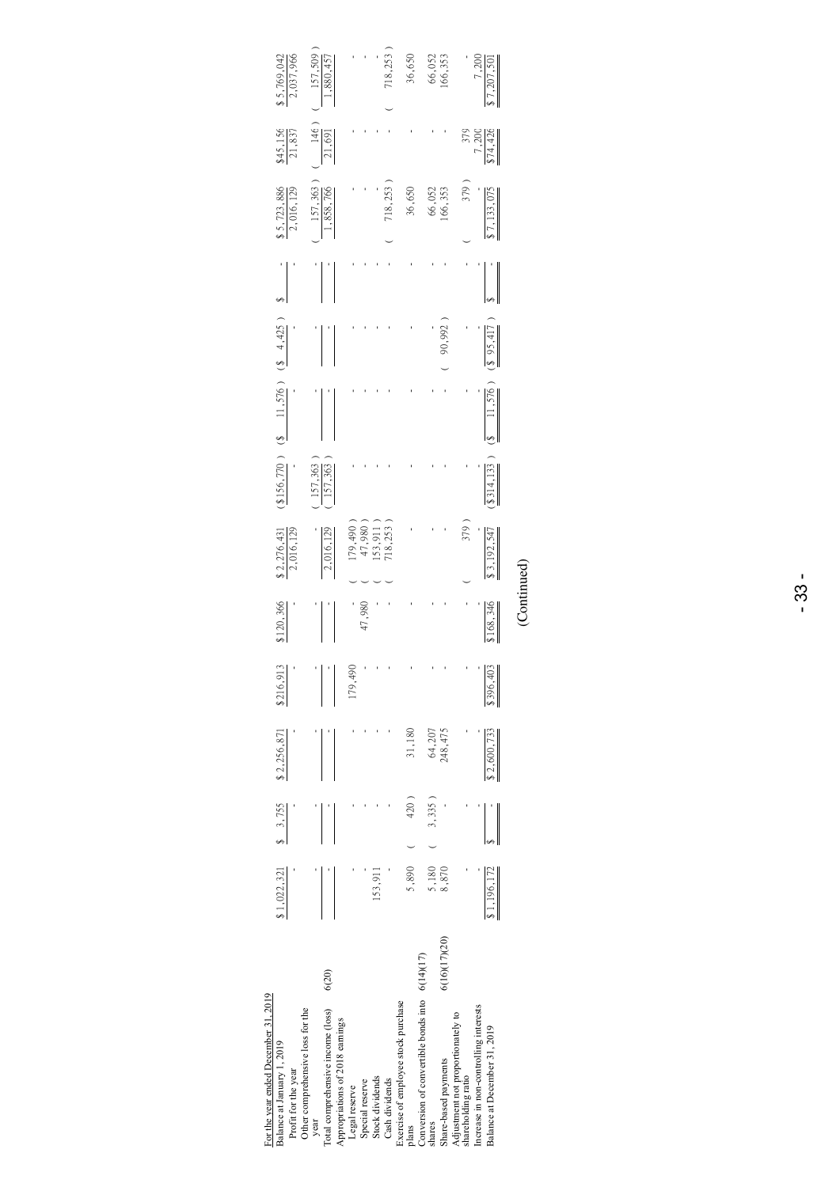| For the year ended December 31, 2019 | Notes | | | | | | | | | | | | | |
|---|---|---|---|---|---|---|---|---|---|---|---|---|---|---|
| Balance at January 1, 2019 | | $ 1,022,321 | $ 3,755 | $ 2,256,871 | $ 216,913 | $ 120,366 | $ 2,276,431 | ($ 156,770 ) | ($ 11,576 ) | ($ 4,425 ) | $ - | $ 5,723,886 | $ 45,156 | $ 5,769,042 |
| Profit for the year | | - | - | - | - | - | 2,016,129 | - | - | - | - | 2,016,129 | 21,837 | 2,037,966 |
| Other comprehensive loss for the year | | - | - | - | - | - | - | ( 157,363 ) | - | - | - | ( 157,363 ) | ( 146 ) | ( 157,509 ) |
| Total comprehensive income (loss) | 6(20) | - | - | - | - | - | 2,016,129 | ( 157,363 ) | - | - | - | 1,858,766 | 21,691 | 1,880,457 |
| Appropriations of 2018 earnings | | | | | | | | | | | | | | |
| Legal reserve | | - | - | - | 179,490 | - | ( 179,490 ) | - | - | - | - | - | - | - |
| Special reserve | | - | - | - | - | 47,980 | ( 47,980 ) | - | - | - | - | - | - | - |
| Stock dividends | | 153,911 | - | - | - | - | ( 153,911 ) | - | - | - | - | - | - | - |
| Cash dividends | | - | - | - | - | - | ( 718,253 ) | - | - | - | - | ( 718,253 ) | - | ( 718,253 ) |
| Exercise of employee stock purchase plans | | 5,890 | ( 420 ) | 31,180 | - | - | - | - | - | - | - | 36,650 | - | 36,650 |
| Conversion of convertible bonds into shares | 6(14)(17) | 5,180 | ( 3,335 ) | 64,207 | - | - | - | - | - | - | - | 66,052 | - | 66,052 |
| Share-based payments | 6(16)(17)(20) | 8,870 | - | 248,475 | - | - | - | - | - | ( 90,992 ) | - | 166,353 | - | 166,353 |
| Adjustment not proportionately to shareholding ratio | | - | - | - | - | - | ( 379 ) | - | - | - | - | ( 379 ) | 379 | - |
| Increase in non-controlling interests | | - | - | - | - | - | - | - | - | - | - | - | 7,200 | 7,200 |
| Balance at December 31, 2019 | | $ 1,196,172 | $ - | $ 2,600,733 | $ 396,403 | $ 168,346 | $ 3,192,547 | ($ 314,133 ) | ($ 11,576 ) | ($ 95,417 ) | $ - | $ 7,133,075 | $ 74,426 | $ 7,207,501 |

(Continued)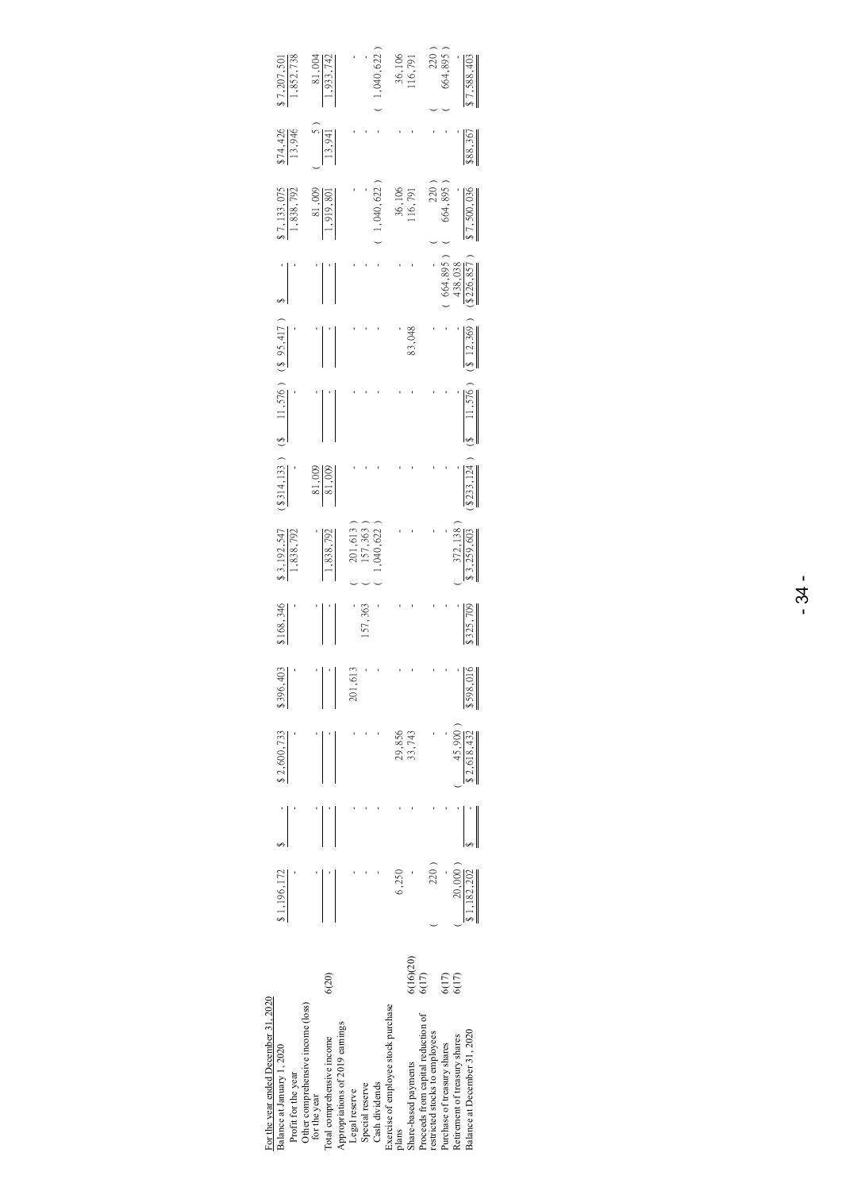For the year ended December 31, 2020

| | Notes | | | | | | | | | | | | | |
|---|---|---|---|---|---|---|---|---|---|---|---|---|---|---|
| Balance at January 1, 2020 | | $ 1,196,172 | $ - | $ 2,600,733 | $396,403 | $168,346 | $ 3,192,547 | ($314,133 ) | ($ 11,576 ) | ($ 95,417 ) | $ - | $ 7,133,075 | $74,426 | $ 7,207,501 |
| Profit for the year | | - | - | - | - | - | 1,838,792 | - | - | - | - | 1,838,792 | 13,946 | 1,852,738 |
| Other comprehensive income (loss) for the year | | - | - | - | - | - | - | 81,009 | - | - | - | 81,009 | ( 5 ) | 81,004 |
| Total comprehensive income | 6(20) | - | - | - | - | - | 1,838,792 | 81,009 | - | - | - | 1,919,801 | 13,941 | 1,933,742 |
| Appropriations of 2019 earnings | | | | | | | | | | | | | | |
| Legal reserve | | - | - | - | 201,613 | - | ( 201,613 ) | - | - | - | - | - | - | - |
| Special reserve | | - | - | - | - | 157,363 | ( 157,363 ) | - | - | - | - | - | - | - |
| Cash dividends | | - | - | - | - | - | ( 1,040,622 ) | - | - | - | - | ( 1,040,622 ) | - | ( 1,040,622 ) |
| Exercise of employee stock purchase plans | | 6,250 | - | 29,856 | - | - | - | - | - | - | - | 36,106 | - | 36,106 |
| Share-based payments | 6(16)(20) | - | - | 33,743 | - | - | - | - | - | 83,048 | - | 116,791 | - | 116,791 |
| Proceeds from capital reduction of restricted stocks to employees | 6(17) | ( 220 ) | - | - | - | - | - | - | - | - | - | ( 220 ) | - | ( 220 ) |
| Purchase of treasury shares | 6(17) | - | - | - | - | - | - | - | - | - | ( 664,895 ) | ( 664,895 ) | - | ( 664,895 ) |
| Retirement of treasury shares | 6(17) | ( 20,000 ) | - | ( 45,900 ) | - | - | ( 372,138 ) | - | - | - | 438,038 | - | - | - |
| Balance at December 31, 2020 | | $ 1,182,202 | $ - | $ 2,618,432 | $598,016 | $325,709 | $ 3,259,603 | ($233,124 ) | ($ 11,576 ) | ($ 12,369 ) | ($226,857 ) | $ 7,500,036 | $88,367 | $ 7,588,403 |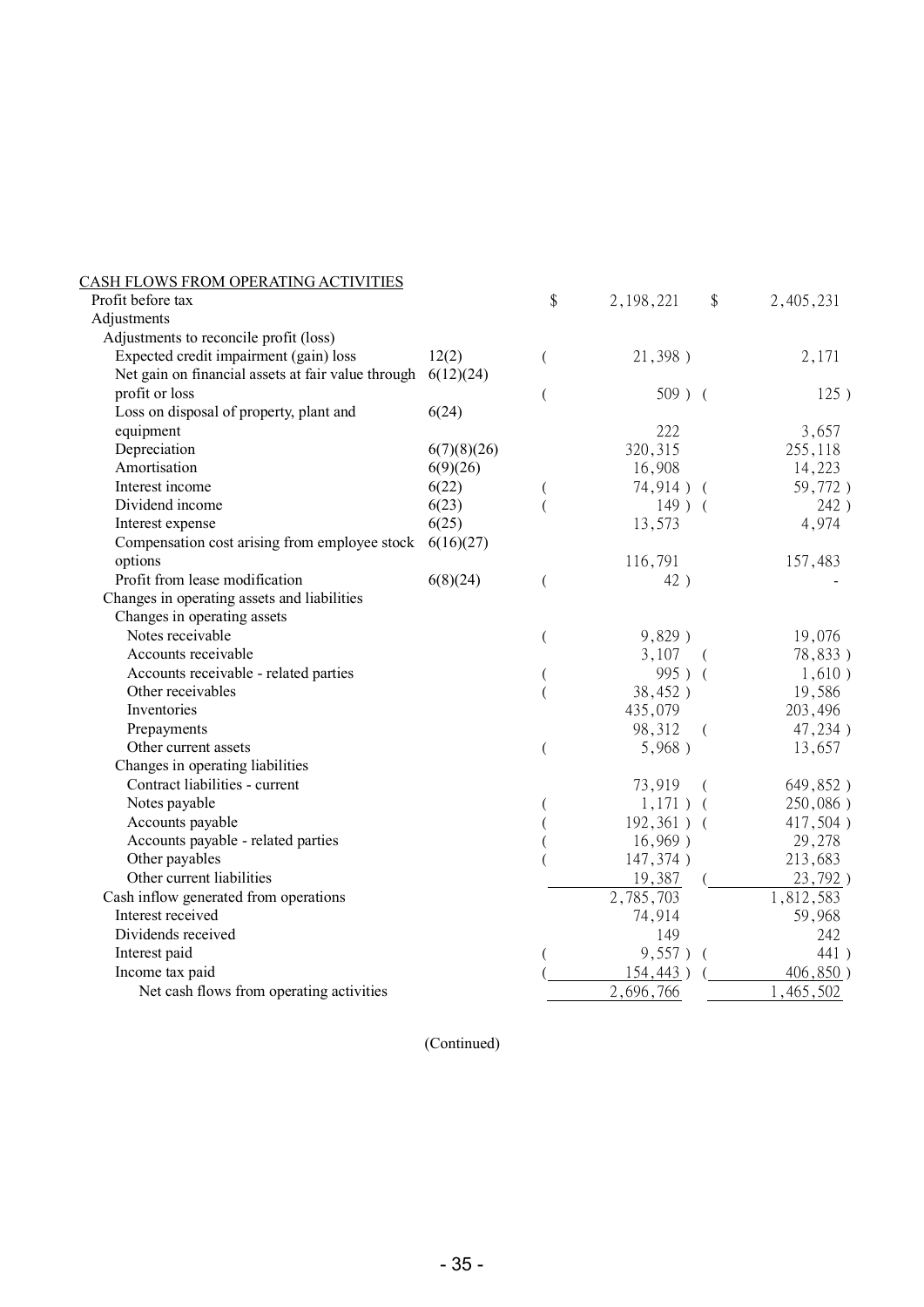| CASH FLOWS FROM OPERATING ACTIVITIES | | | |
|---|---|---|---|
| Profit before tax | | $ 2,198,221 | $ 2,405,231 |
| Adjustments | | | |
| Adjustments to reconcile profit (loss) | | | |
| Expected credit impairment (gain) loss | 12(2) | ( 21,398 ) | 2,171 |
| Net gain on financial assets at fair value through profit or loss | 6(12)(24) | ( 509 ) | ( 125 ) |
| Loss on disposal of property, plant and equipment | 6(24) | 222 | 3,657 |
| Depreciation | 6(7)(8)(26) | 320,315 | 255,118 |
| Amortisation | 6(9)(26) | 16,908 | 14,223 |
| Interest income | 6(22) | ( 74,914 ) | ( 59,772 ) |
| Dividend income | 6(23) | ( 149 ) | ( 242 ) |
| Interest expense | 6(25) | 13,573 | 4,974 |
| Compensation cost arising from employee stock options | 6(16)(27) | 116,791 | 157,483 |
| Profit from lease modification | 6(8)(24) | ( 42 ) | - |
| Changes in operating assets and liabilities | | | |
| Changes in operating assets | | | |
| Notes receivable | | ( 9,829 ) | 19,076 |
| Accounts receivable | | 3,107 | ( 78,833 ) |
| Accounts receivable - related parties | | ( 995 ) | ( 1,610 ) |
| Other receivables | | ( 38,452 ) | 19,586 |
| Inventories | | 435,079 | 203,496 |
| Prepayments | | 98,312 | ( 47,234 ) |
| Other current assets | | ( 5,968 ) | 13,657 |
| Changes in operating liabilities | | | |
| Contract liabilities - current | | 73,919 | ( 649,852 ) |
| Notes payable | | ( 1,171 ) | ( 250,086 ) |
| Accounts payable | | ( 192,361 ) | ( 417,504 ) |
| Accounts payable - related parties | | ( 16,969 ) | 29,278 |
| Other payables | | ( 147,374 ) | 213,683 |
| Other current liabilities | | 19,387 | ( 23,792 ) |
| Cash inflow generated from operations | | 2,785,703 | 1,812,583 |
| Interest received | | 74,914 | 59,968 |
| Dividends received | | 149 | 242 |
| Interest paid | | ( 9,557 ) | ( 441 ) |
| Income tax paid | | ( 154,443 ) | ( 406,850 ) |
| Net cash flows from operating activities | | 2,696,766 | 1,465,502 |

(Continued)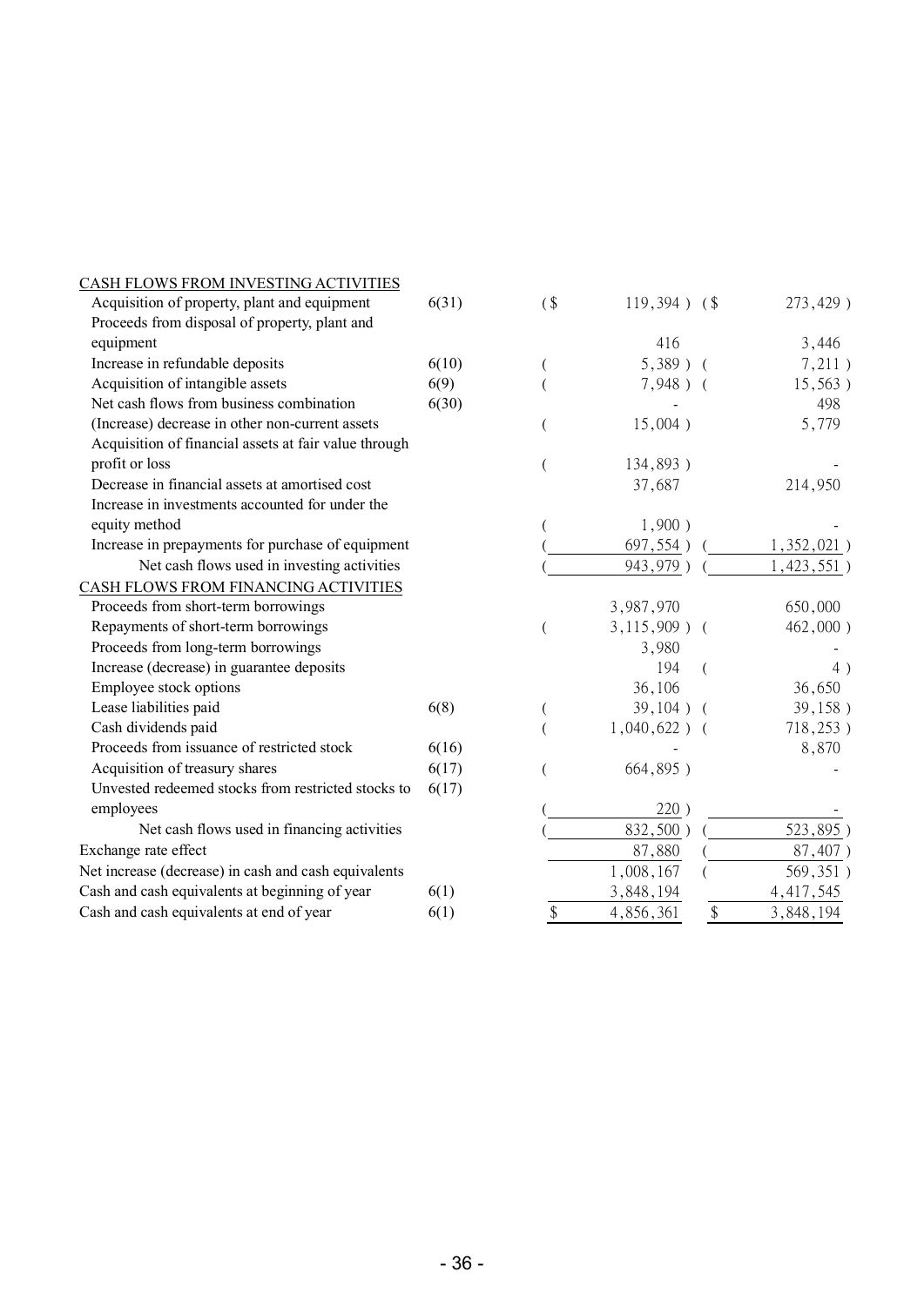| | Notes | | |
|---|---|---|---|
| CASH FLOWS FROM INVESTING ACTIVITIES | | | |
| Acquisition of property, plant and equipment | 6(31) | ($ 119,394 ) | ($ 273,429 ) |
| Proceeds from disposal of property, plant and equipment | | 416 | 3,446 |
| Increase in refundable deposits | 6(10) | ( 5,389 ) | ( 7,211 ) |
| Acquisition of intangible assets | 6(9) | ( 7,948 ) | ( 15,563 ) |
| Net cash flows from business combination | 6(30) | - | 498 |
| (Increase) decrease in other non-current assets | | ( 15,004 ) | 5,779 |
| Acquisition of financial assets at fair value through profit or loss | | ( 134,893 ) | - |
| Decrease in financial assets at amortised cost | | 37,687 | 214,950 |
| Increase in investments accounted for under the equity method | | ( 1,900 ) | - |
| Increase in prepayments for purchase of equipment | | ( 697,554 ) | ( 1,352,021 ) |
| Net cash flows used in investing activities | | ( 943,979 ) | ( 1,423,551 ) |
| CASH FLOWS FROM FINANCING ACTIVITIES | | | |
| Proceeds from short-term borrowings | | 3,987,970 | 650,000 |
| Repayments of short-term borrowings | | ( 3,115,909 ) | ( 462,000 ) |
| Proceeds from long-term borrowings | | 3,980 | - |
| Increase (decrease) in guarantee deposits | | 194 | ( 4 ) |
| Employee stock options | | 36,106 | 36,650 |
| Lease liabilities paid | 6(8) | ( 39,104 ) | ( 39,158 ) |
| Cash dividends paid | | ( 1,040,622 ) | ( 718,253 ) |
| Proceeds from issuance of restricted stock | 6(16) | - | 8,870 |
| Acquisition of treasury shares | 6(17) | ( 664,895 ) | - |
| Unvested redeemed stocks from restricted stocks to employees | 6(17) | ( 220 ) | - |
| Net cash flows used in financing activities | | ( 832,500 ) | ( 523,895 ) |
| Exchange rate effect | | 87,880 | ( 87,407 ) |
| Net increase (decrease) in cash and cash equivalents | | 1,008,167 | ( 569,351 ) |
| Cash and cash equivalents at beginning of year | 6(1) | 3,848,194 | 4,417,545 |
| Cash and cash equivalents at end of year | 6(1) | $ 4,856,361 | $ 3,848,194 |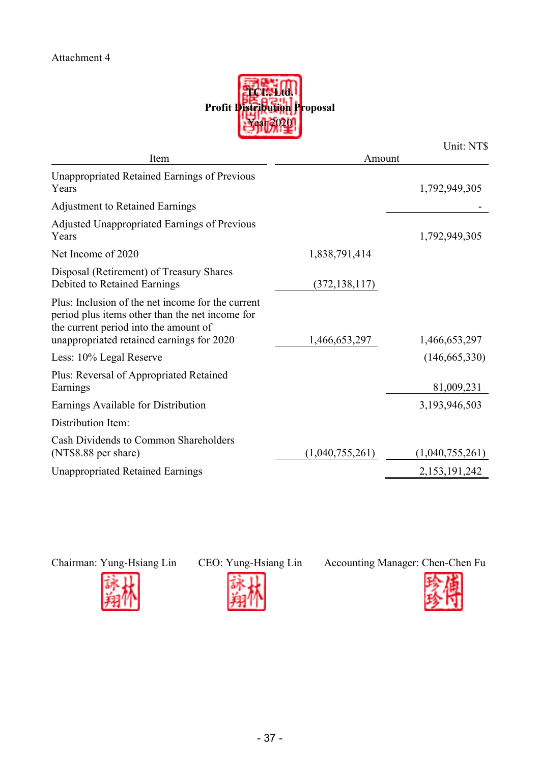Attachment 4

**TCI., Ltd.**

**Profit Distribution Proposal**

**Year 2020**

Unit: NT$

| Item | Amount | |
|---|---|---|
| Unappropriated Retained Earnings of Previous Years | | 1,792,949,305 |
| Adjustment to Retained Earnings | | - |
| Adjusted Unappropriated Earnings of Previous Years | | 1,792,949,305 |
| Net Income of 2020 | 1,838,791,414 | |
| Disposal (Retirement) of Treasury Shares Debited to Retained Earnings | (372,138,117) | |
| Plus: Inclusion of the net income for the current period plus items other than the net income for the current period into the amount of unappropriated retained earnings for 2020 | 1,466,653,297 | 1,466,653,297 |
| Less: 10% Legal Reserve | | (146,665,330) |
| Plus: Reversal of Appropriated Retained Earnings | | 81,009,231 |
| Earnings Available for Distribution | | 3,193,946,503 |
| Distribution Item: | | |
| Cash Dividends to Common Shareholders (NT$8.88 per share) | (1,040,755,261) | (1,040,755,261) |
| Unappropriated Retained Earnings | | 2,153,191,242 |

Chairman: Yung-Hsiang Lin　　CEO: Yung-Hsiang Lin　　Accounting Manager: Chen-Chen Fu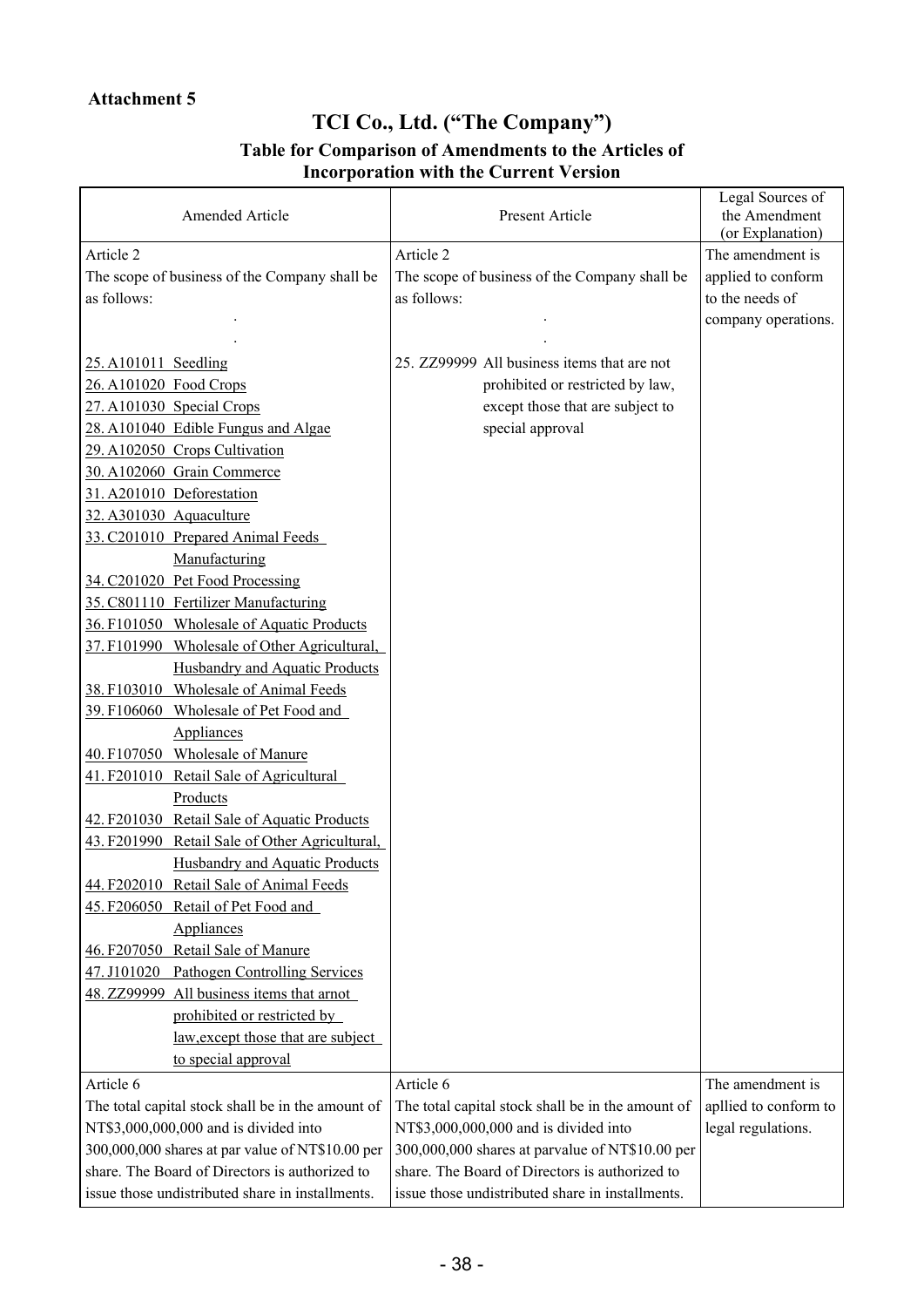**Attachment 5**

# TCI Co., Ltd. ("The Company")

## Table for Comparison of Amendments to the Articles of Incorporation with the Current Version

| Amended Article | Present Article | Legal Sources of the Amendment (or Explanation) |
|---|---|---|
| Article 2<br>The scope of business of the Company shall be as follows:<br>.<br>.<br>25. A101011 Seedling<br>26. A101020 Food Crops<br>27. A101030 Special Crops<br>28. A101040 Edible Fungus and Algae<br>29. A102050 Crops Cultivation<br>30. A102060 Grain Commerce<br>31. A201010 Deforestation<br>32. A301030 Aquaculture<br>33. C201010 Prepared Animal Feeds Manufacturing<br>34. C201020 Pet Food Processing<br>35. C801110 Fertilizer Manufacturing<br>36. F101050 Wholesale of Aquatic Products<br>37. F101990 Wholesale of Other Agricultural, Husbandry and Aquatic Products<br>38. F103010 Wholesale of Animal Feeds<br>39. F106060 Wholesale of Pet Food and Appliances<br>40. F107050 Wholesale of Manure<br>41. F201010 Retail Sale of Agricultural Products<br>42. F201030 Retail Sale of Aquatic Products<br>43. F201990 Retail Sale of Other Agricultural, Husbandry and Aquatic Products<br>44. F202010 Retail Sale of Animal Feeds<br>45. F206050 Retail of Pet Food and Appliances<br>46. F207050 Retail Sale of Manure<br>47. J101020 Pathogen Controlling Services<br>48. ZZ99999 All business items that arnot prohibited or restricted by law,except those that are subject to special approval | Article 2<br>The scope of business of the Company shall be as follows:<br>.<br>.<br>25. ZZ99999 All business items that are not prohibited or restricted by law, except those that are subject to special approval | The amendment is applied to conform to the needs of company operations. |
| Article 6<br>The total capital stock shall be in the amount of NT$3,000,000,000 and is divided into 300,000,000 shares at par value of NT$10.00 per share. The Board of Directors is authorized to issue those undistributed share in installments. | Article 6<br>The total capital stock shall be in the amount of NT$3,000,000,000 and is divided into 300,000,000 shares at parvalue of NT$10.00 per share. The Board of Directors is authorized to issue those undistributed share in installments. | The amendment is apllied to conform to legal regulations. |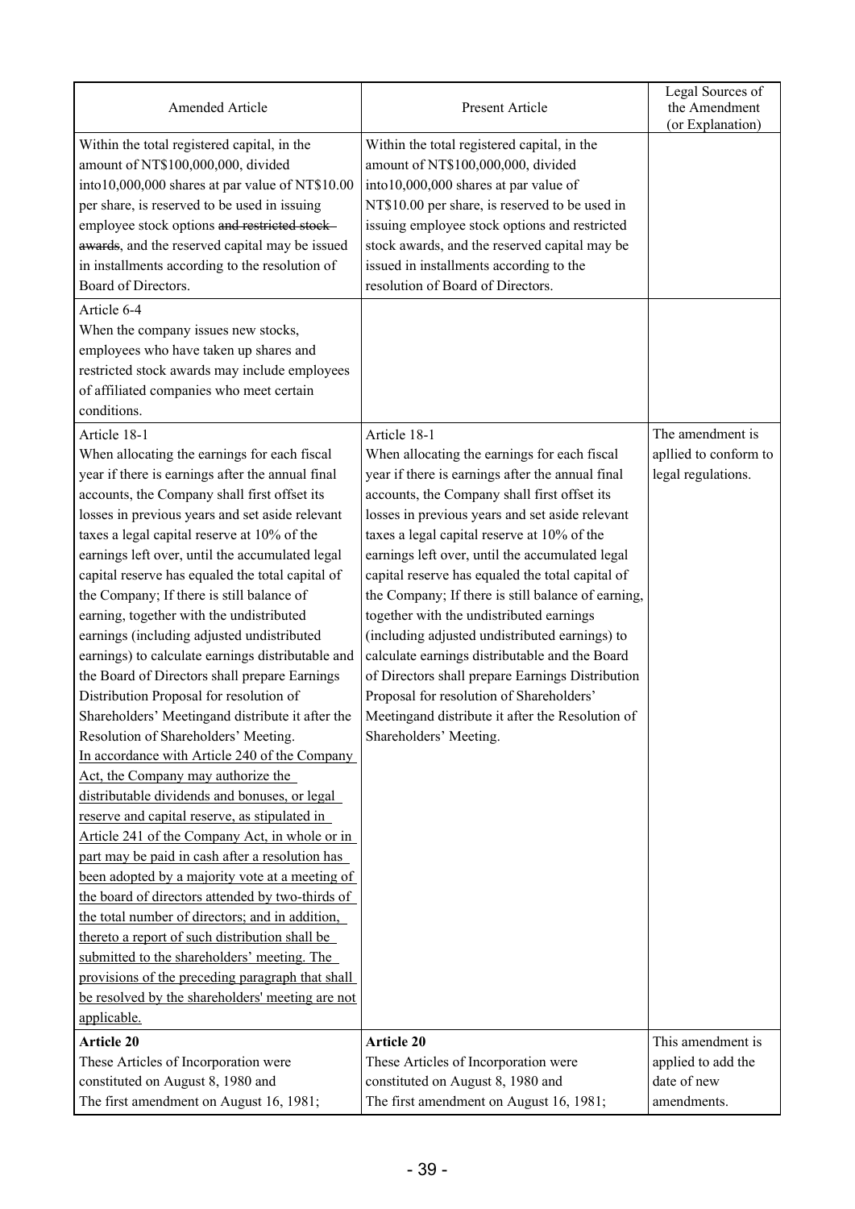| Amended Article | Present Article | Legal Sources of the Amendment (or Explanation) |
|---|---|---|
| Within the total registered capital, in the amount of NT$100,000,000, divided into10,000,000 shares at par value of NT$10.00 per share, is reserved to be used in issuing employee stock options ~~and restricted stock awards~~, and the reserved capital may be issued in installments according to the resolution of Board of Directors. | Within the total registered capital, in the amount of NT$100,000,000, divided into10,000,000 shares at par value of NT$10.00 per share, is reserved to be used in issuing employee stock options and restricted stock awards, and the reserved capital may be issued in installments according to the resolution of Board of Directors. | |
| Article 6-4<br>When the company issues new stocks, employees who have taken up shares and restricted stock awards may include employees of affiliated companies who meet certain conditions. | | |
| Article 18-1<br>When allocating the earnings for each fiscal year if there is earnings after the annual final accounts, the Company shall first offset its losses in previous years and set aside relevant taxes a legal capital reserve at 10% of the earnings left over, until the accumulated legal capital reserve has equaled the total capital of the Company; If there is still balance of earning, together with the undistributed earnings (including adjusted undistributed earnings) to calculate earnings distributable and the Board of Directors shall prepare Earnings Distribution Proposal for resolution of Shareholders' Meetingand distribute it after the Resolution of Shareholders' Meeting.<br><u>In accordance with Article 240 of the Company Act, the Company may authorize the distributable dividends and bonuses, or legal reserve and capital reserve, as stipulated in Article 241 of the Company Act, in whole or in part may be paid in cash after a resolution has been adopted by a majority vote at a meeting of the board of directors attended by two-thirds of the total number of directors; and in addition, thereto a report of such distribution shall be submitted to the shareholders' meeting. The provisions of the preceding paragraph that shall be resolved by the shareholders' meeting are not applicable.</u> | Article 18-1<br>When allocating the earnings for each fiscal year if there is earnings after the annual final accounts, the Company shall first offset its losses in previous years and set aside relevant taxes a legal capital reserve at 10% of the earnings left over, until the accumulated legal capital reserve has equaled the total capital of the Company; If there is still balance of earning, together with the undistributed earnings (including adjusted undistributed earnings) to calculate earnings distributable and the Board of Directors shall prepare Earnings Distribution Proposal for resolution of Shareholders' Meetingand distribute it after the Resolution of Shareholders' Meeting. | The amendment is apllied to conform to legal regulations. |
| **Article 20**<br>These Articles of Incorporation were constituted on August 8, 1980 and<br>The first amendment on August 16, 1981; | **Article 20**<br>These Articles of Incorporation were constituted on August 8, 1980 and<br>The first amendment on August 16, 1981; | This amendment is applied to add the date of new amendments. |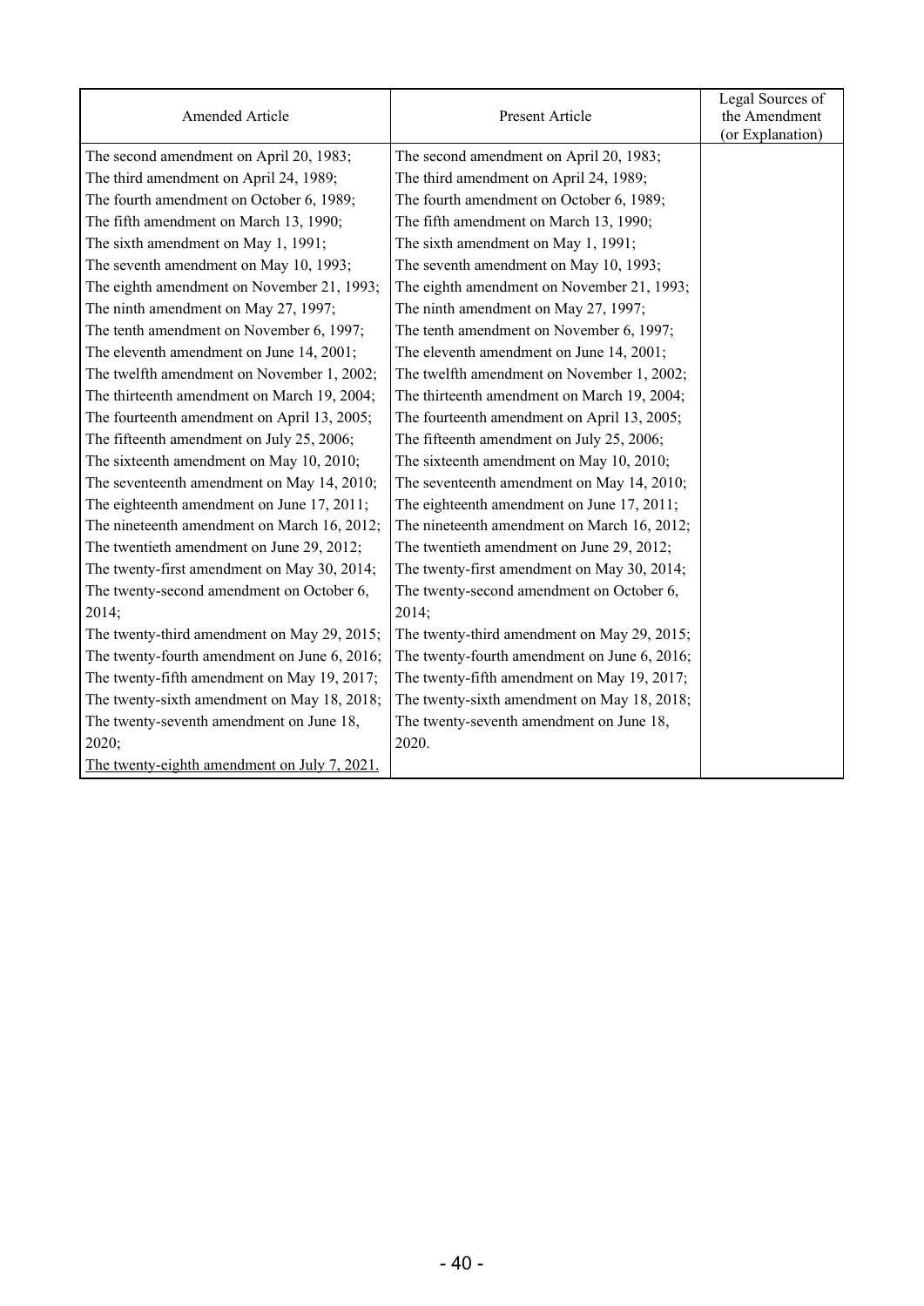| Amended Article | Present Article | Legal Sources of the Amendment (or Explanation) |
|---|---|---|
| The second amendment on April 20, 1983;<br>The third amendment on April 24, 1989;<br>The fourth amendment on October 6, 1989;<br>The fifth amendment on March 13, 1990;<br>The sixth amendment on May 1, 1991;<br>The seventh amendment on May 10, 1993;<br>The eighth amendment on November 21, 1993;<br>The ninth amendment on May 27, 1997;<br>The tenth amendment on November 6, 1997;<br>The eleventh amendment on June 14, 2001;<br>The twelfth amendment on November 1, 2002;<br>The thirteenth amendment on March 19, 2004;<br>The fourteenth amendment on April 13, 2005;<br>The fifteenth amendment on July 25, 2006;<br>The sixteenth amendment on May 10, 2010;<br>The seventeenth amendment on May 14, 2010;<br>The eighteenth amendment on June 17, 2011;<br>The nineteenth amendment on March 16, 2012;<br>The twentieth amendment on June 29, 2012;<br>The twenty-first amendment on May 30, 2014;<br>The twenty-second amendment on October 6, 2014;<br>The twenty-third amendment on May 29, 2015;<br>The twenty-fourth amendment on June 6, 2016;<br>The twenty-fifth amendment on May 19, 2017;<br>The twenty-sixth amendment on May 18, 2018;<br>The twenty-seventh amendment on June 18, 2020;<br>The twenty-eighth amendment on July 7, 2021. | The second amendment on April 20, 1983;<br>The third amendment on April 24, 1989;<br>The fourth amendment on October 6, 1989;<br>The fifth amendment on March 13, 1990;<br>The sixth amendment on May 1, 1991;<br>The seventh amendment on May 10, 1993;<br>The eighth amendment on November 21, 1993;<br>The ninth amendment on May 27, 1997;<br>The tenth amendment on November 6, 1997;<br>The eleventh amendment on June 14, 2001;<br>The twelfth amendment on November 1, 2002;<br>The thirteenth amendment on March 19, 2004;<br>The fourteenth amendment on April 13, 2005;<br>The fifteenth amendment on July 25, 2006;<br>The sixteenth amendment on May 10, 2010;<br>The seventeenth amendment on May 14, 2010;<br>The eighteenth amendment on June 17, 2011;<br>The nineteenth amendment on March 16, 2012;<br>The twentieth amendment on June 29, 2012;<br>The twenty-first amendment on May 30, 2014;<br>The twenty-second amendment on October 6, 2014;<br>The twenty-third amendment on May 29, 2015;<br>The twenty-fourth amendment on June 6, 2016;<br>The twenty-fifth amendment on May 19, 2017;<br>The twenty-sixth amendment on May 18, 2018;<br>The twenty-seventh amendment on June 18, 2020. | |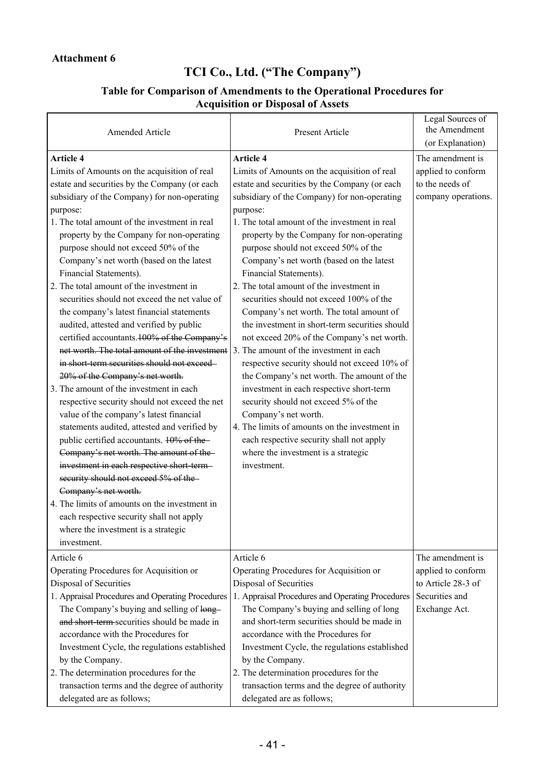**Attachment 6**

# TCI Co., Ltd. ("The Company")

## Table for Comparison of Amendments to the Operational Procedures for Acquisition or Disposal of Assets

| Amended Article | Present Article | Legal Sources of the Amendment (or Explanation) |
|---|---|---|
| **Article 4**<br>Limits of Amounts on the acquisition of real estate and securities by the Company (or each subsidiary of the Company) for non-operating purpose:<br>1. The total amount of the investment in real property by the Company for non-operating purpose should not exceed 50% of the Company's net worth (based on the latest Financial Statements).<br>2. The total amount of the investment in securities should not exceed the net value of the company's latest financial statements audited, attested and verified by public certified accountants.~~100% of the Company's net worth. The total amount of the investment in short-term securities should not exceed 20% of the Company's net worth.~~<br>3. The amount of the investment in each respective security should not exceed the net value of the company's latest financial statements audited, attested and verified by public certified accountants. ~~10% of the Company's net worth. The amount of the investment in each respective short-term security should not exceed 5% of the Company's net worth.~~<br>4. The limits of amounts on the investment in each respective security shall not apply where the investment is a strategic investment. | **Article 4**<br>Limits of Amounts on the acquisition of real estate and securities by the Company (or each subsidiary of the Company) for non-operating purpose:<br>1. The total amount of the investment in real property by the Company for non-operating purpose should not exceed 50% of the Company's net worth (based on the latest Financial Statements).<br>2. The total amount of the investment in securities should not exceed 100% of the Company's net worth. The total amount of the investment in short-term securities should not exceed 20% of the Company's net worth.<br>3. The amount of the investment in each respective security should not exceed 10% of the Company's net worth. The amount of the investment in each respective short-term security should not exceed 5% of the Company's net worth.<br>4. The limits of amounts on the investment in each respective security shall not apply where the investment is a strategic investment. | The amendment is applied to conform to the needs of company operations. |
| Article 6<br>Operating Procedures for Acquisition or Disposal of Securities<br>1. Appraisal Procedures and Operating Procedures The Company's buying and selling of ~~long and short-term~~ securities should be made in accordance with the Procedures for Investment Cycle, the regulations established by the Company.<br>2. The determination procedures for the transaction terms and the degree of authority delegated are as follows; | Article 6<br>Operating Procedures for Acquisition or Disposal of Securities<br>1. Appraisal Procedures and Operating Procedures The Company's buying and selling of long and short-term securities should be made in accordance with the Procedures for Investment Cycle, the regulations established by the Company.<br>2. The determination procedures for the transaction terms and the degree of authority delegated are as follows; | The amendment is applied to conform to Article 28-3 of Securities and Exchange Act. |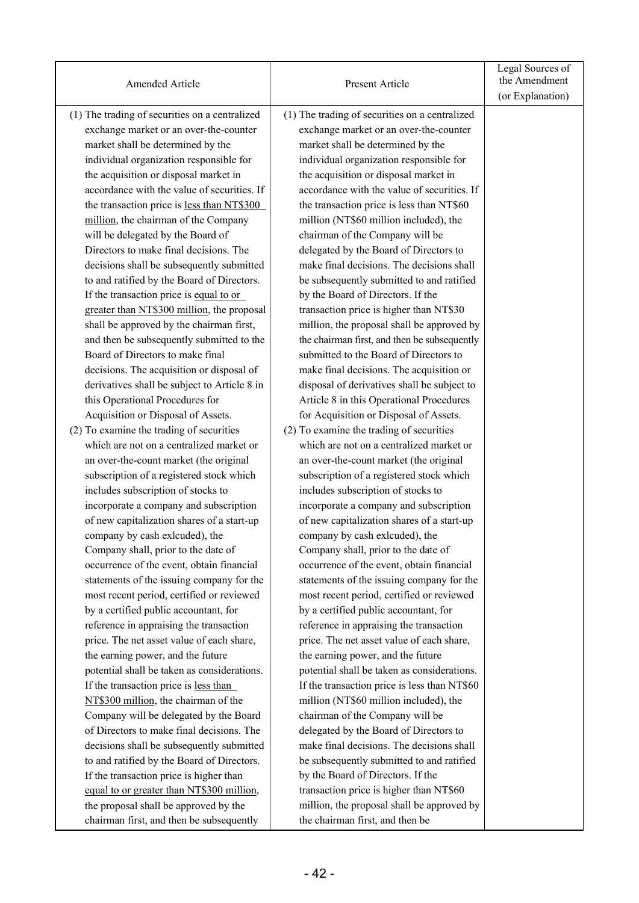| Amended Article | Present Article | Legal Sources of the Amendment (or Explanation) |
|---|---|---|
| (1) The trading of securities on a centralized exchange market or an over-the-counter market shall be determined by the individual organization responsible for the acquisition or disposal market in accordance with the value of securities. If the transaction price is less than NT$300 million, the chairman of the Company will be delegated by the Board of Directors to make final decisions. The decisions shall be subsequently submitted to and ratified by the Board of Directors. If the transaction price is equal to or greater than NT$300 million, the proposal shall be approved by the chairman first, and then be subsequently submitted to the Board of Directors to make final decisions. The acquisition or disposal of derivatives shall be subject to Article 8 in this Operational Procedures for Acquisition or Disposal of Assets.<br>(2) To examine the trading of securities which are not on a centralized market or an over-the-count market (the original subscription of a registered stock which includes subscription of stocks to incorporate a company and subscription of new capitalization shares of a start-up company by cash exlcuded), the Company shall, prior to the date of occurrence of the event, obtain financial statements of the issuing company for the most recent period, certified or reviewed by a certified public accountant, for reference in appraising the transaction price. The net asset value of each share, the earning power, and the future potential shall be taken as considerations. If the transaction price is less than NT$300 million, the chairman of the Company will be delegated by the Board of Directors to make final decisions. The decisions shall be subsequently submitted to and ratified by the Board of Directors. If the transaction price is higher than equal to or greater than NT$300 million, the proposal shall be approved by the chairman first, and then be subsequently | (1) The trading of securities on a centralized exchange market or an over-the-counter market shall be determined by the individual organization responsible for the acquisition or disposal market in accordance with the value of securities. If the transaction price is less than NT$60 million (NT$60 million included), the chairman of the Company will be delegated by the Board of Directors to make final decisions. The decisions shall be subsequently submitted to and ratified by the Board of Directors. If the transaction price is higher than NT$30 million, the proposal shall be approved by the chairman first, and then be subsequently submitted to the Board of Directors to make final decisions. The acquisition or disposal of derivatives shall be subject to Article 8 in this Operational Procedures for Acquisition or Disposal of Assets.<br>(2) To examine the trading of securities which are not on a centralized market or an over-the-count market (the original subscription of a registered stock which includes subscription of stocks to incorporate a company and subscription of new capitalization shares of a start-up company by cash exlcuded), the Company shall, prior to the date of occurrence of the event, obtain financial statements of the issuing company for the most recent period, certified or reviewed by a certified public accountant, for reference in appraising the transaction price. The net asset value of each share, the earning power, and the future potential shall be taken as considerations. If the transaction price is less than NT$60 million (NT$60 million included), the chairman of the Company will be delegated by the Board of Directors to make final decisions. The decisions shall be subsequently submitted to and ratified by the Board of Directors. If the transaction price is higher than NT$60 million, the proposal shall be approved by the chairman first, and then be | |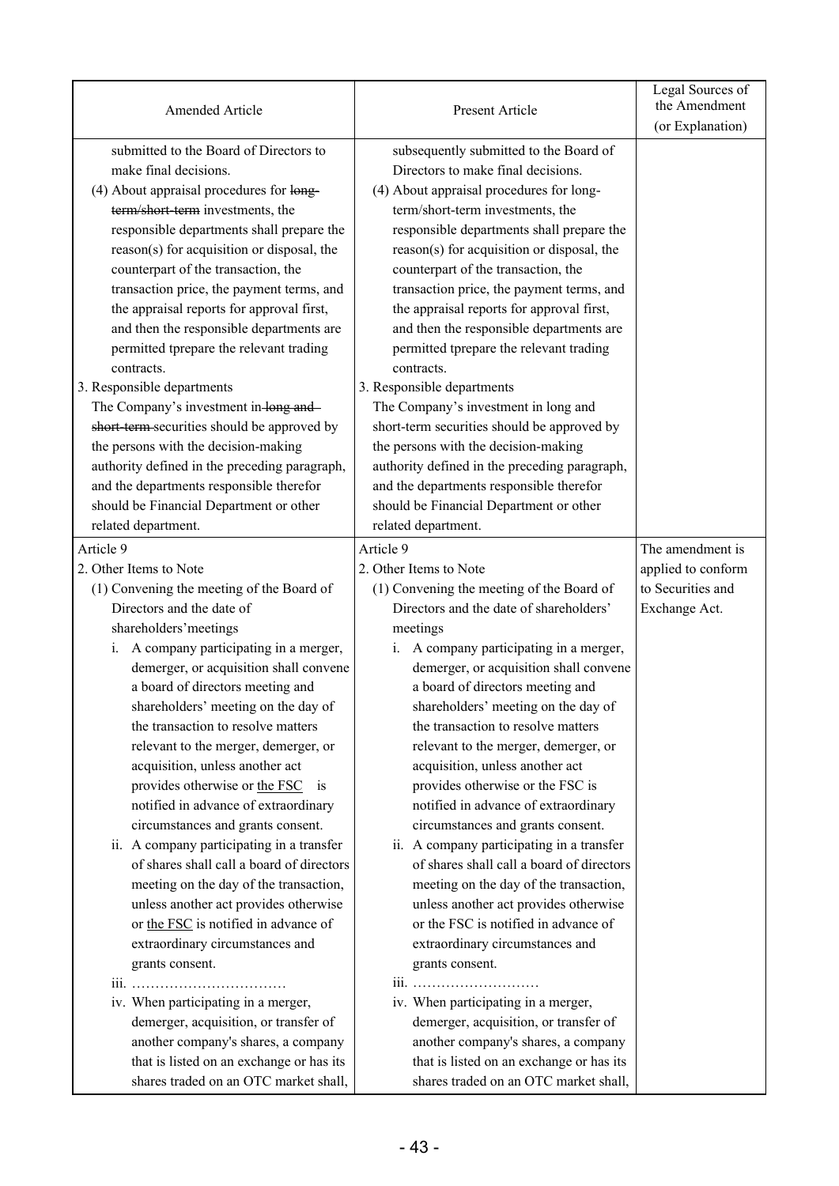| Amended Article | Present Article | Legal Sources of the Amendment (or Explanation) |
|---|---|---|
| submitted to the Board of Directors to make final decisions.<br>(4) About appraisal procedures for ~~long-term/short-term~~ investments, the responsible departments shall prepare the reason(s) for acquisition or disposal, the counterpart of the transaction, the transaction price, the payment terms, and the appraisal reports for approval first, and then the responsible departments are permitted tprepare the relevant trading contracts.<br>3. Responsible departments<br>The Company's investment in ~~long and short-term~~ securities should be approved by the persons with the decision-making authority defined in the preceding paragraph, and the departments responsible therefor should be Financial Department or other related department. | subsequently submitted to the Board of Directors to make final decisions.<br>(4) About appraisal procedures for long-term/short-term investments, the responsible departments shall prepare the reason(s) for acquisition or disposal, the counterpart of the transaction, the transaction price, the payment terms, and the appraisal reports for approval first, and then the responsible departments are permitted tprepare the relevant trading contracts.<br>3. Responsible departments<br>The Company's investment in long and short-term securities should be approved by the persons with the decision-making authority defined in the preceding paragraph, and the departments responsible therefor should be Financial Department or other related department. | |
| Article 9<br>2. Other Items to Note<br>(1) Convening the meeting of the Board of Directors and the date of shareholders'meetings<br>i. A company participating in a merger, demerger, or acquisition shall convene a board of directors meeting and shareholders' meeting on the day of the transaction to resolve matters relevant to the merger, demerger, or acquisition, unless another act provides otherwise or <u>the FSC</u> is notified in advance of extraordinary circumstances and grants consent.<br>ii. A company participating in a transfer of shares shall call a board of directors meeting on the day of the transaction, unless another act provides otherwise or <u>the FSC</u> is notified in advance of extraordinary circumstances and grants consent.<br>iii. ……………………………<br>iv. When participating in a merger, demerger, acquisition, or transfer of another company's shares, a company that is listed on an exchange or has its shares traded on an OTC market shall, | Article 9<br>2. Other Items to Note<br>(1) Convening the meeting of the Board of Directors and the date of shareholders' meetings<br>i. A company participating in a merger, demerger, or acquisition shall convene a board of directors meeting and shareholders' meeting on the day of the transaction to resolve matters relevant to the merger, demerger, or acquisition, unless another act provides otherwise or the FSC is notified in advance of extraordinary circumstances and grants consent.<br>ii. A company participating in a transfer of shares shall call a board of directors meeting on the day of the transaction, unless another act provides otherwise or the FSC is notified in advance of extraordinary circumstances and grants consent.<br>iii. ………………………<br>iv. When participating in a merger, demerger, acquisition, or transfer of another company's shares, a company that is listed on an exchange or has its shares traded on an OTC market shall, | The amendment is applied to conform to Securities and Exchange Act. |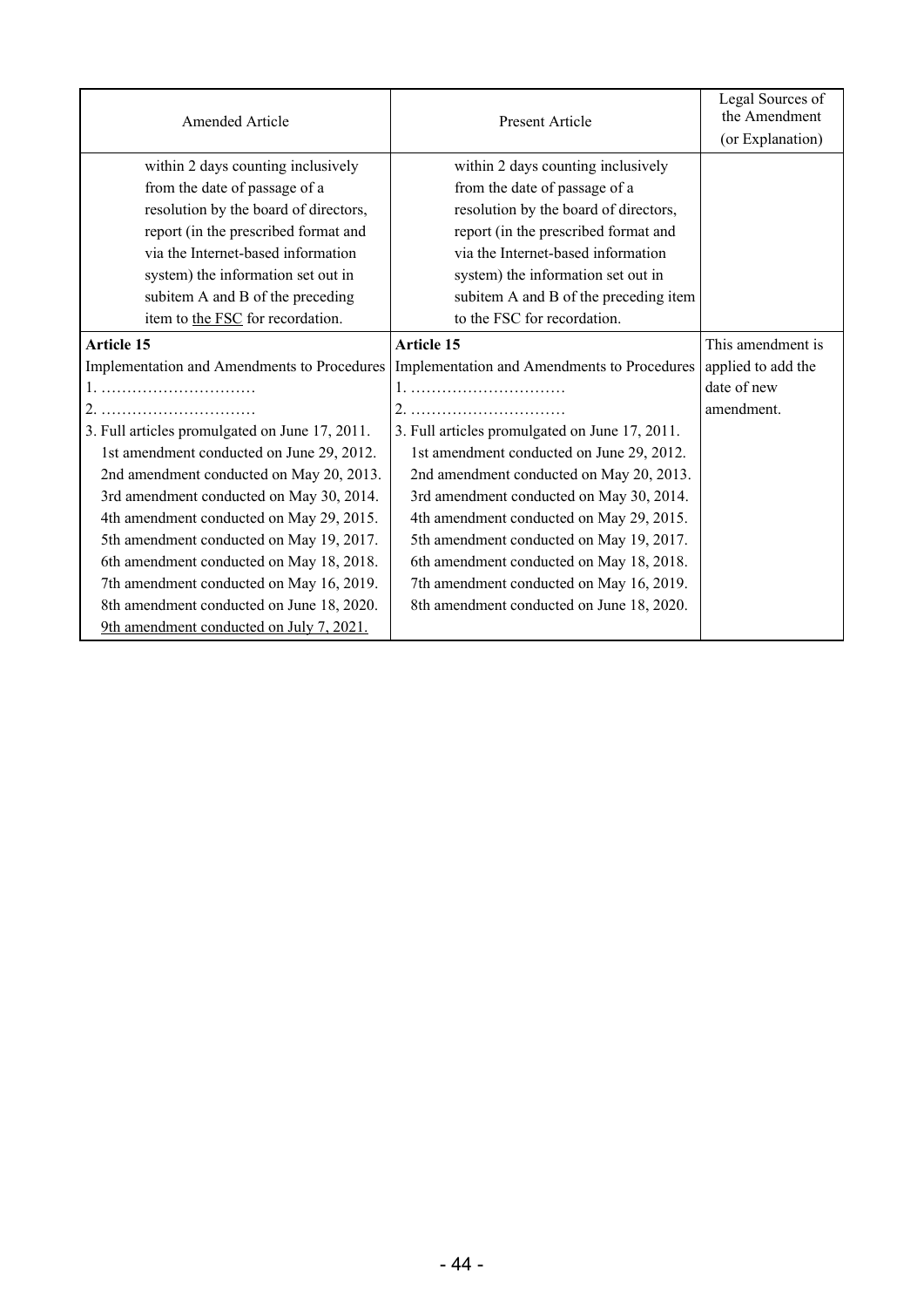| Amended Article | Present Article | Legal Sources of the Amendment (or Explanation) |
|---|---|---|
| within 2 days counting inclusively from the date of passage of a resolution by the board of directors, report (in the prescribed format and via the Internet-based information system) the information set out in subitem A and B of the preceding item to the FSC for recordation. | within 2 days counting inclusively from the date of passage of a resolution by the board of directors, report (in the prescribed format and via the Internet-based information system) the information set out in subitem A and B of the preceding item to the FSC for recordation. | |
| **Article 15**<br>Implementation and Amendments to Procedures<br>1. …………………………<br>2. …………………………<br>3. Full articles promulgated on June 17, 2011.<br>1st amendment conducted on June 29, 2012.<br>2nd amendment conducted on May 20, 2013.<br>3rd amendment conducted on May 30, 2014.<br>4th amendment conducted on May 29, 2015.<br>5th amendment conducted on May 19, 2017.<br>6th amendment conducted on May 18, 2018.<br>7th amendment conducted on May 16, 2019.<br>8th amendment conducted on June 18, 2020.<br>9th amendment conducted on July 7, 2021. | **Article 15**<br>Implementation and Amendments to Procedures<br>1. …………………………<br>2. …………………………<br>3. Full articles promulgated on June 17, 2011.<br>1st amendment conducted on June 29, 2012.<br>2nd amendment conducted on May 20, 2013.<br>3rd amendment conducted on May 30, 2014.<br>4th amendment conducted on May 29, 2015.<br>5th amendment conducted on May 19, 2017.<br>6th amendment conducted on May 18, 2018.<br>7th amendment conducted on May 16, 2019.<br>8th amendment conducted on June 18, 2020. | This amendment is applied to add the date of new amendment. |